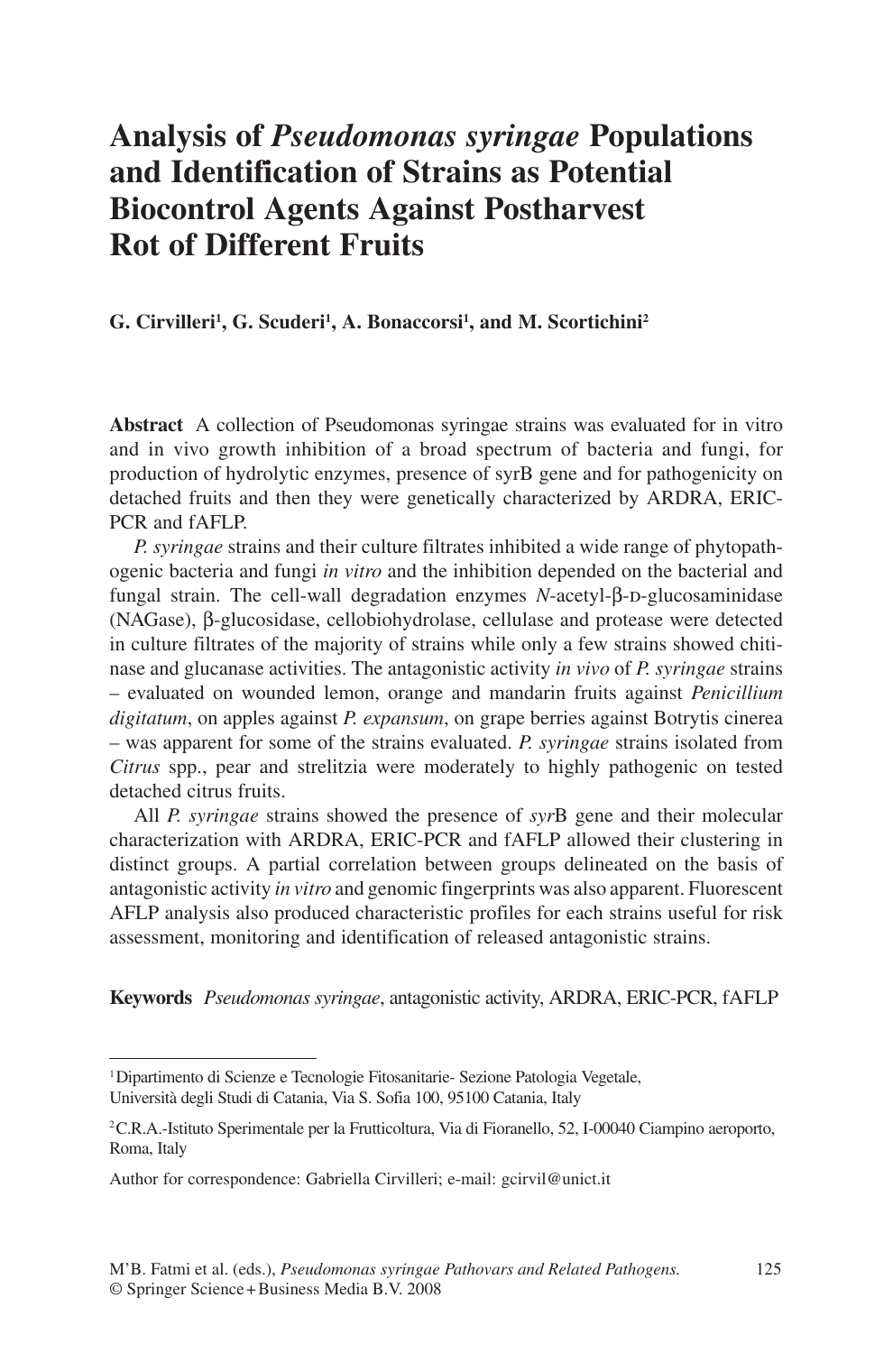# Analysis of *Pseudomonas syringae* Populations and Identification of Strains as Potential Biocontrol Agents Against Postharvest Rot of Different Fruits

**G. Cirvilleri[1], G. Scuderi[1], A. Bonaccorsi[1], and M. Scortichini[2]**

**Abstract** A collection of Pseudomonas syringae strains was evaluated for in vitro and in vivo growth inhibition of a broad spectrum of bacteria and fungi, for production of hydrolytic enzymes, presence of syrB gene and for pathogenicity on detached fruits and then they were genetically characterized by ARDRA, ERIC-PCR and fAFLP.

*P. syringae* strains and their culture filtrates inhibited a wide range of phytopathogenic bacteria and fungi *in vitro* and the inhibition depended on the bacterial and fungal strain. The cell-wall degradation enzymes *N*-acetyl-β-D-glucosaminidase (NAGase), β-glucosidase, cellobiohydrolase, cellulase and protease were detected in culture filtrates of the majority of strains while only a few strains showed chitinase and glucanase activities. The antagonistic activity *in vivo* of *P. syringae* strains – evaluated on wounded lemon, orange and mandarin fruits against *Penicillium digitatum*, on apples against *P. expansum*, on grape berries against Botrytis cinerea – was apparent for some of the strains evaluated. *P. syringae* strains isolated from *Citrus* spp., pear and strelitzia were moderately to highly pathogenic on tested detached citrus fruits.

All *P. syringae* strains showed the presence of *syr*B gene and their molecular characterization with ARDRA, ERIC-PCR and fAFLP allowed their clustering in distinct groups. A partial correlation between groups delineated on the basis of antagonistic activity *in vitro* and genomic fingerprints was also apparent. Fluorescent AFLP analysis also produced characteristic profiles for each strains useful for risk assessment, monitoring and identification of released antagonistic strains.

**Keywords** *Pseudomonas syringae*, antagonistic activity, ARDRA, ERIC-PCR, fAFLP

---

[1] Dipartimento di Scienze e Tecnologie Fitosanitarie- Sezione Patologia Vegetale, Università degli Studi di Catania, Via S. Sofia 100, 95100 Catania, Italy

[2] C.R.A.-Istituto Sperimentale per la Frutticoltura, Via di Fioranello, 52, I-00040 Ciampino aeroporto, Roma, Italy

Author for correspondence: Gabriella Cirvilleri; e-mail: gcirvil@unict.it

M'B. Fatmi et al. (eds.), *Pseudomonas syringae Pathovars and Related Pathogens.*
© Springer Science+Business Media B.V. 2008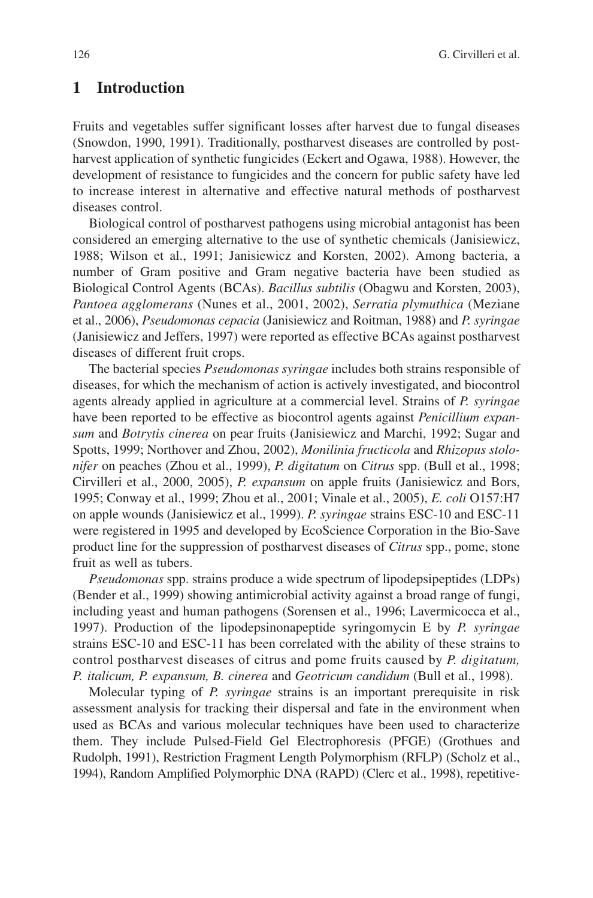## 1 Introduction

Fruits and vegetables suffer significant losses after harvest due to fungal diseases (Snowdon, 1990, 1991). Traditionally, postharvest diseases are controlled by postharvest application of synthetic fungicides (Eckert and Ogawa, 1988). However, the development of resistance to fungicides and the concern for public safety have led to increase interest in alternative and effective natural methods of postharvest diseases control.

Biological control of postharvest pathogens using microbial antagonist has been considered an emerging alternative to the use of synthetic chemicals (Janisiewicz, 1988; Wilson et al., 1991; Janisiewicz and Korsten, 2002). Among bacteria, a number of Gram positive and Gram negative bacteria have been studied as Biological Control Agents (BCAs). *Bacillus subtilis* (Obagwu and Korsten, 2003), *Pantoea agglomerans* (Nunes et al., 2001, 2002), *Serratia plymuthica* (Meziane et al., 2006), *Pseudomonas cepacia* (Janisiewicz and Roitman, 1988) and *P. syringae* (Janisiewicz and Jeffers, 1997) were reported as effective BCAs against postharvest diseases of different fruit crops.

The bacterial species *Pseudomonas syringae* includes both strains responsible of diseases, for which the mechanism of action is actively investigated, and biocontrol agents already applied in agriculture at a commercial level. Strains of *P. syringae* have been reported to be effective as biocontrol agents against *Penicillium expansum* and *Botrytis cinerea* on pear fruits (Janisiewicz and Marchi, 1992; Sugar and Spotts, 1999; Northover and Zhou, 2002), *Monilinia fructicola* and *Rhizopus stolonifer* on peaches (Zhou et al., 1999), *P. digitatum* on *Citrus* spp. (Bull et al., 1998; Cirvilleri et al., 2000, 2005), *P. expansum* on apple fruits (Janisiewicz and Bors, 1995; Conway et al., 1999; Zhou et al., 2001; Vinale et al., 2005), *E. coli* O157:H7 on apple wounds (Janisiewicz et al., 1999). *P. syringae* strains ESC-10 and ESC-11 were registered in 1995 and developed by EcoScience Corporation in the Bio-Save product line for the suppression of postharvest diseases of *Citrus* spp., pome, stone fruit as well as tubers.

*Pseudomonas* spp. strains produce a wide spectrum of lipodepsipeptides (LDPs) (Bender et al., 1999) showing antimicrobial activity against a broad range of fungi, including yeast and human pathogens (Sorensen et al., 1996; Lavermicocca et al., 1997). Production of the lipodepsinonapeptide syringomycin E by *P. syringae* strains ESC-10 and ESC-11 has been correlated with the ability of these strains to control postharvest diseases of citrus and pome fruits caused by *P. digitatum, P. italicum, P. expansum, B. cinerea* and *Geotricum candidum* (Bull et al., 1998).

Molecular typing of *P. syringae* strains is an important prerequisite in risk assessment analysis for tracking their dispersal and fate in the environment when used as BCAs and various molecular techniques have been used to characterize them. They include Pulsed-Field Gel Electrophoresis (PFGE) (Grothues and Rudolph, 1991), Restriction Fragment Length Polymorphism (RFLP) (Scholz et al., 1994), Random Amplified Polymorphic DNA (RAPD) (Clerc et al., 1998), repetitive-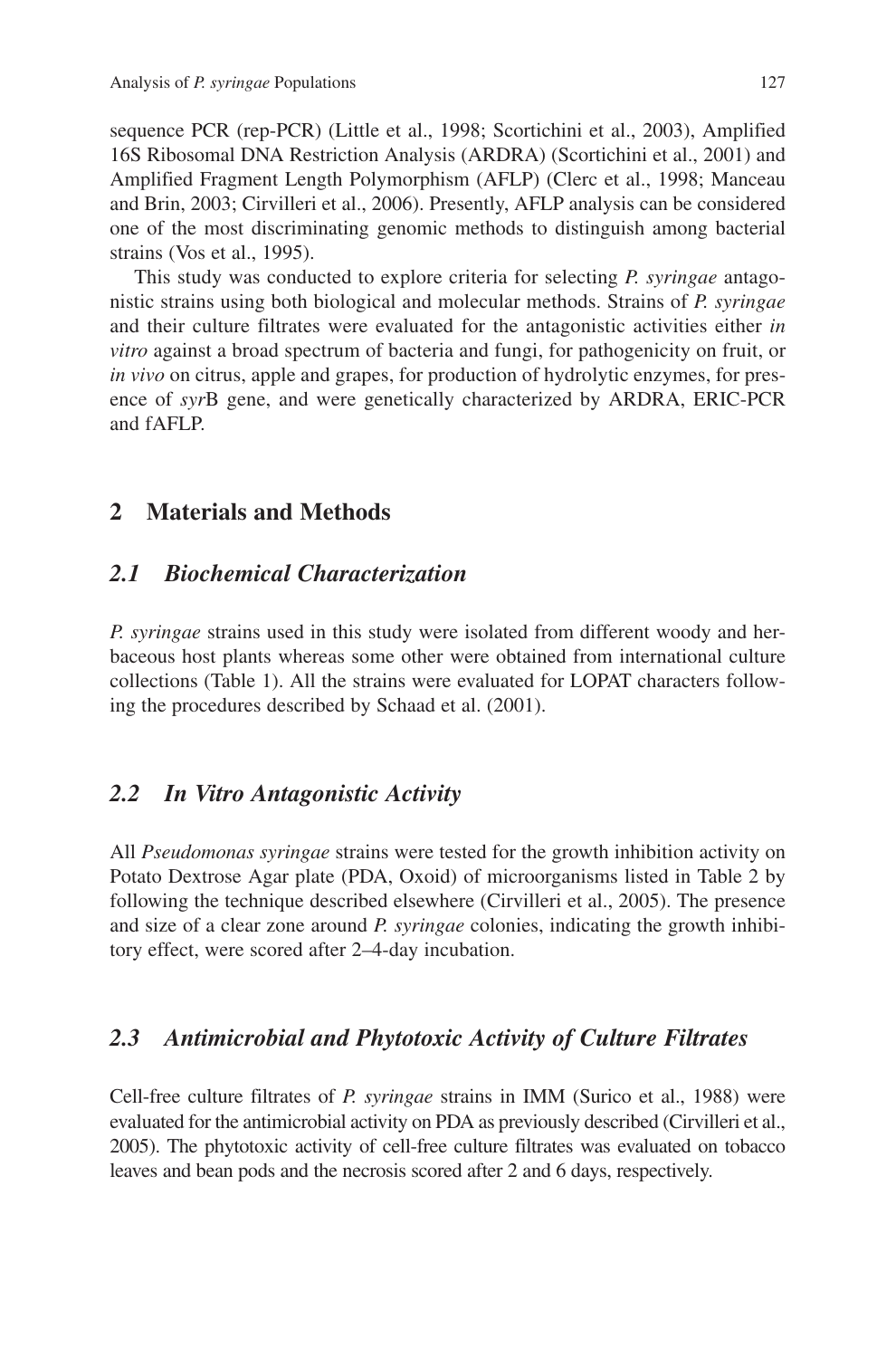sequence PCR (rep-PCR) (Little et al., 1998; Scortichini et al., 2003), Amplified 16S Ribosomal DNA Restriction Analysis (ARDRA) (Scortichini et al., 2001) and Amplified Fragment Length Polymorphism (AFLP) (Clerc et al., 1998; Manceau and Brin, 2003; Cirvilleri et al., 2006). Presently, AFLP analysis can be considered one of the most discriminating genomic methods to distinguish among bacterial strains (Vos et al., 1995).

This study was conducted to explore criteria for selecting *P. syringae* antagonistic strains using both biological and molecular methods. Strains of *P. syringae* and their culture filtrates were evaluated for the antagonistic activities either *in vitro* against a broad spectrum of bacteria and fungi, for pathogenicity on fruit, or *in vivo* on citrus, apple and grapes, for production of hydrolytic enzymes, for presence of *syr*B gene, and were genetically characterized by ARDRA, ERIC-PCR and fAFLP.

## 2 Materials and Methods

### *2.1 Biochemical Characterization*

*P. syringae* strains used in this study were isolated from different woody and herbaceous host plants whereas some other were obtained from international culture collections (Table 1). All the strains were evaluated for LOPAT characters following the procedures described by Schaad et al. (2001).

### *2.2 In Vitro Antagonistic Activity*

All *Pseudomonas syringae* strains were tested for the growth inhibition activity on Potato Dextrose Agar plate (PDA, Oxoid) of microorganisms listed in Table 2 by following the technique described elsewhere (Cirvilleri et al., 2005). The presence and size of a clear zone around *P. syringae* colonies, indicating the growth inhibitory effect, were scored after 2–4-day incubation.

### *2.3 Antimicrobial and Phytotoxic Activity of Culture Filtrates*

Cell-free culture filtrates of *P. syringae* strains in IMM (Surico et al., 1988) were evaluated for the antimicrobial activity on PDA as previously described (Cirvilleri et al., 2005). The phytotoxic activity of cell-free culture filtrates was evaluated on tobacco leaves and bean pods and the necrosis scored after 2 and 6 days, respectively.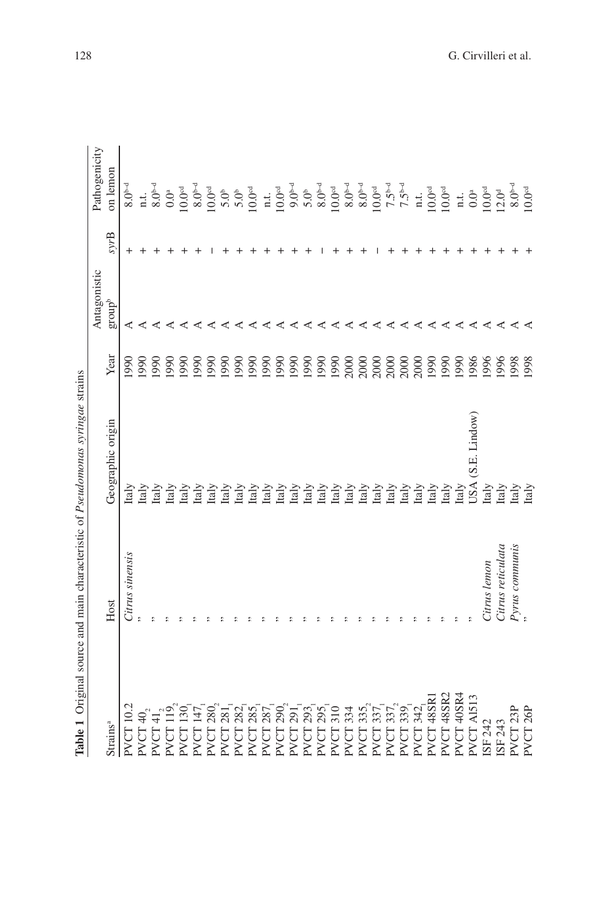**Table 1** Original source and main characteristic of *Pseudomonas syringae* strains

| Strains[a] | Host | Geographic origin | Year | Antagonistic group[b] | *syr*B | Pathogenicity on lemon |
|---|---|---|---|---|---|---|
| PVCT 10.2 | *Citrus sinensis* | Italy | 1990 | A | + | 8.0[b–d] |
| PVCT $40_2$ | " | Italy | 1990 | A | + | n.t. |
| PVCT $41_2$ | " | Italy | 1990 | A | + | 8.0[b–d] |
| PVCT $119_2$ | " | Italy | 1990 | A | + | 0.0[a] |
| PVCT $130_1$ | " | Italy | 1990 | A | + | 10.0[cd] |
| PVCT $147_1$ | " | Italy | 1990 | A | + | 8.0[b–d] |
| PVCT $280_2$ | " | Italy | 1990 | A | – | 10.0[cd] |
| PVCT $281_1$ | " | Italy | 1990 | A | + | 5.0[b] |
| PVCT $282_1$ | " | Italy | 1990 | A | + | 5.0[b] |
| PVCT $285_1$ | " | Italy | 1990 | A | + | 10.0[cd] |
| PVCT $287_1$ | " | Italy | 1990 | A | + | n.t. |
| PVCT $290_2$ | " | Italy | 1990 | A | + | 10.0[cd] |
| PVCT $291_1$ | " | Italy | 1990 | A | + | 9.0[b–d] |
| PVCT $293_1$ | " | Italy | 1990 | A | + | 5.0[b] |
| PVCT $295_1$ | " | Italy | 1990 | A | – | 8.0[b–d] |
| PVCT 310 | " | Italy | 1990 | A | + | 10.0[cd] |
| PVCT 334 | " | Italy | 2000 | A | + | 8.0[b–d] |
| PVCT $335_2$ | " | Italy | 2000 | A | + | 8.0[b–d] |
| PVCT $337_1$ | " | Italy | 2000 | A | – | 10.0[cd] |
| PVCT $337_2$ | " | Italy | 2000 | A | + | 7.5[b–d] |
| PVCT $339_1$ | " | Italy | 2000 | A | + | 7.5[b–d] |
| PVCT $342_1$ | " | Italy | 2000 | A | + | n.t. |
| PVCT 48SR1 | " | Italy | 1990 | A | + | 10.0[cd] |
| PVCT 48SR2 | " | Italy | 1990 | A | + | 10.0[cd] |
| PVCT 40SR4 | " | Italy | 1990 | A | + | n.t. |
| PVCT AI513 | " | USA (S.E. Lindow) | 1986 | A | + | 0.0[a] |
| ISF 242 | *Citrus lemon* | Italy | 1996 | A | + | 10.0[cd] |
| ISF 243 | *Citrus reticulata* | Italy | 1996 | A | + | 12.0[d] |
| PVCT 23P | *Pyrus communis* | Italy | 1998 | A | + | 8.0[b–d] |
| PVCT 26P | " | Italy | 1998 | A | + | 10.0[cd] |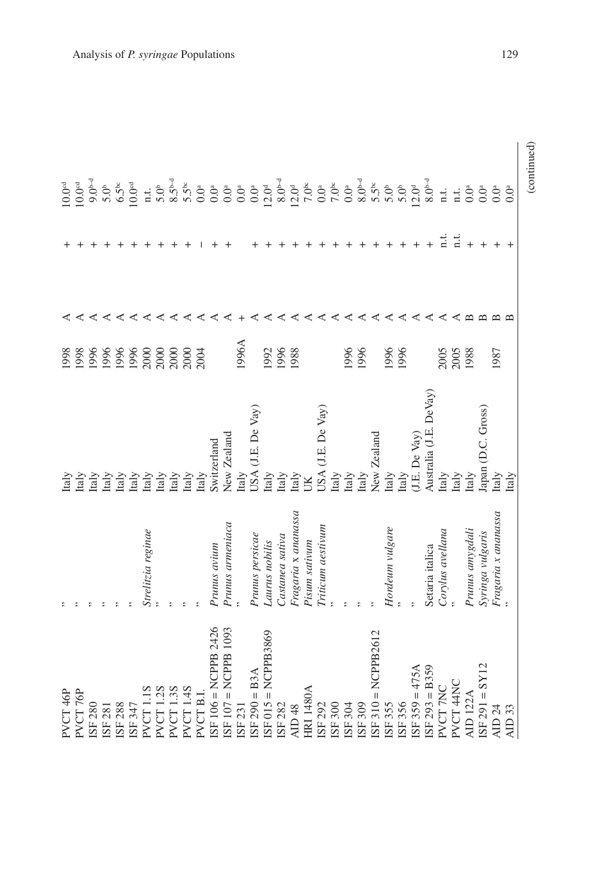| | | | | | | |
|---|---|---|---|---|---|---|
| PVCT 46P | ” | Italy | 1998 | A | + | 10.0$^{cd}$ |
| PVCT 76P | ” | Italy | 1998 | A | + | 10.0$^{cd}$ |
| ISF 280 | ” | Italy | 1996 | A | + | 9.0$^{b-d}$ |
| ISF 281 | ” | Italy | 1996 | A | + | 5.0$^{b}$ |
| ISF 288 | ” | Italy | 1996 | A | + | 6.5$^{bc}$ |
| ISF 347 | ” | Italy | 1996 | A | + | 10.0$^{cd}$ |
| PVCT 1.1S | *Strelitzia reginae* | Italy | 2000 | A | + | n.t. |
| PVCT 1.2S | ” | Italy | 2000 | A | + | 5.0$^{b}$ |
| PVCT 1.3S | ” | Italy | 2000 | A | + | 8.5$^{b-d}$ |
| PVCT 1.4S | ” | Italy | 2000 | A | + | 5.5$^{bc}$ |
| PVCT B.I. | ” | Italy | 2004 | A | – | 0.0$^{a}$ |
| ISF 106 = NCPPB 2426 | *Prunus avium* | Switzerland | | A | + | 0.0$^{a}$ |
| ISF 107 = NCPPB 1093 | *Prunus armeniaca* | New Zealand | | A | + | 0.0$^{a}$ |
| ISF 231 | ” | Italy | 1996A | + | | 0.0$^{a}$ |
| ISF 290 = B3A | *Prunus persicae* | USA (J.E. De Vay) | | A | + | 0.0$^{a}$ |
| ISF 015 = NCPPB3869 | *Laurus nobilis* | Italy | 1992 | A | + | 12.0$^{d}$ |
| ISF 282 | *Castanea sativa* | Italy | 1996 | A | + | 8.0$^{b-d}$ |
| AID 48 | *Fragaria x ananassa* | Italy | 1988 | A | + | 12.0$^{d}$ |
| HRI 1480A | *Pisum sativum* | UK | | A | + | 7.0$^{bc}$ |
| ISF 292 | *Triticum aestivum* | USA (J.E. De Vay) | | A | + | 0.0$^{a}$ |
| ISF 300 | ” | Italy | | A | + | 7.0$^{bc}$ |
| ISF 304 | ” | Italy | 1996 | A | + | 0.0$^{a}$ |
| ISF 309 | ” | Italy | 1996 | A | + | 8.0$^{b-d}$ |
| ISF 310 = NCPPB2612 | ” | New Zealand | | A | + | 5.5$^{bc}$ |
| ISF 355 | *Hordeum vulgare* | Italy | 1996 | A | + | 5.0$^{b}$ |
| ISF 356 | ” | Italy | 1996 | A | + | 5.0$^{b}$ |
| ISF 359 = 475A | ” | (J.E. De Vay) | | A | + | 12.0$^{d}$ |
| ISF 293 = B359 | Setaria italica | Australia (J.E. DeVay) | | A | + | 8.0$^{b-d}$ |
| PVCT 7NC | *Corylus avellana* | Italy | 2005 | A | n.t. | n.t. |
| PVCT 44NC | ” | Italy | 2005 | A | n.t. | n.t. |
| AID 122A | *Prunus amygdali* | Italy | 1988 | B | + | 0.0$^{a}$ |
| ISF 291 = SY12 | *Syringa vulgaris* | Japan (D.C. Gross) | | B | + | 0.0$^{a}$ |
| AID 24 | *Fragaria x ananassa* | Italy | 1987 | B | + | 0.0$^{a}$ |
| AID 33 | ” | Italy | | B | + | 0.0$^{a}$ |

(continued)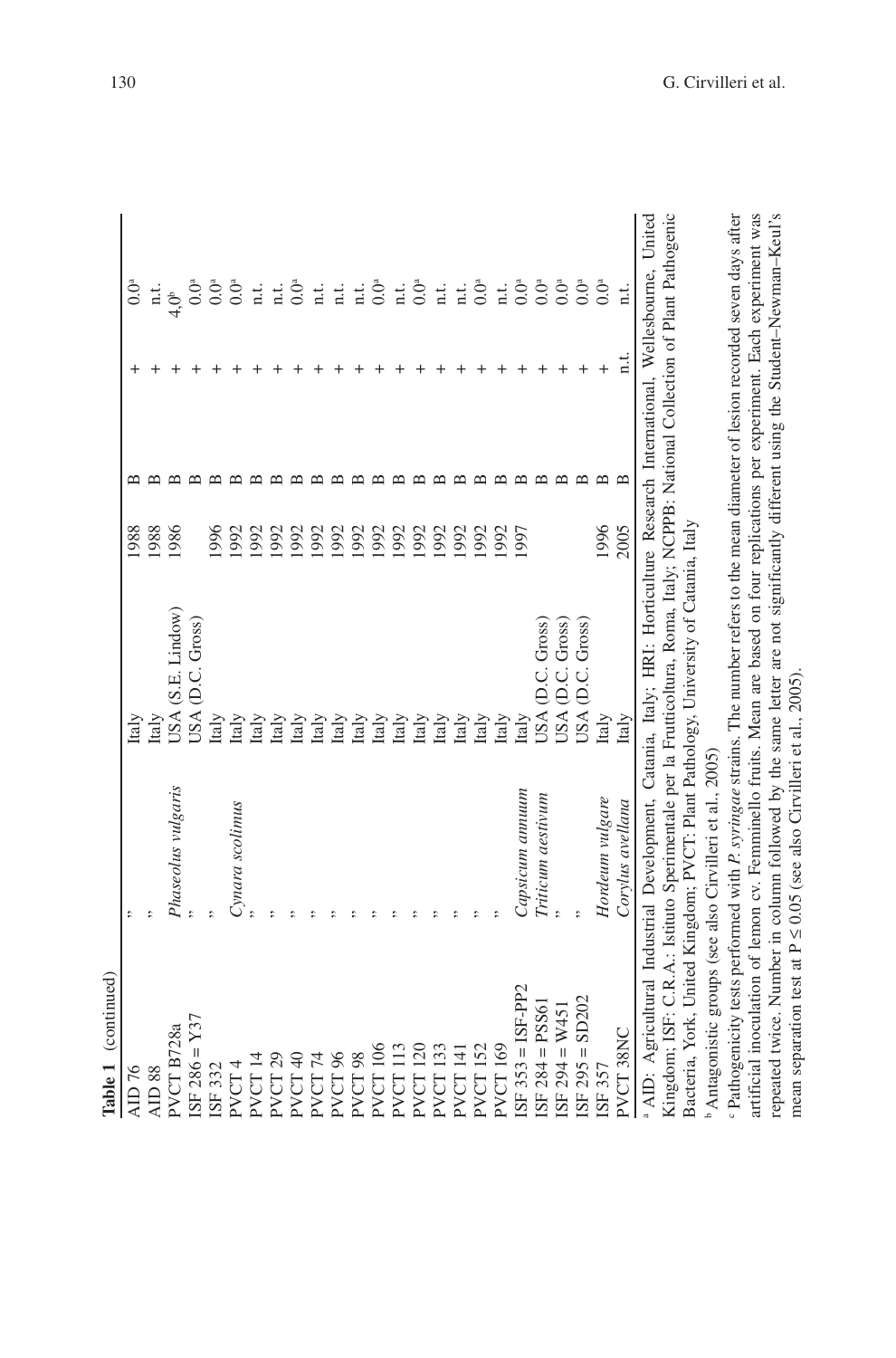**Table 1** (continued)

| | | | | | | |
|---|---|---|---|---|---|---|
| AID 76 | " | Italy | 1988 | B | + | 0.0[a] |
| AID 88 | " | Italy | 1988 | B | + | n.t. |
| PVCT B728a | *Phaseolus vulgaris* | USA (S.E. Lindow) | 1986 | B | + | 4,0[b] |
| ISF 286 = Y37 | " | USA (D.C. Gross) | | B | + | 0.0[a] |
| ISF 332 | " | Italy | 1996 | B | + | 0.0[a] |
| PVCT 4 | *Cynara scolimus* | Italy | 1992 | B | + | 0.0[a] |
| PVCT 14 | " | Italy | 1992 | B | + | n.t. |
| PVCT 29 | " | Italy | 1992 | B | + | n.t. |
| PVCT 40 | " | Italy | 1992 | B | + | 0.0[a] |
| PVCT 74 | " | Italy | 1992 | B | + | n.t. |
| PVCT 96 | " | Italy | 1992 | B | + | n.t. |
| PVCT 98 | " | Italy | 1992 | B | + | n.t. |
| PVCT 106 | " | Italy | 1992 | B | + | 0.0[a] |
| PVCT 113 | " | Italy | 1992 | B | + | n.t. |
| PVCT 120 | " | Italy | 1992 | B | + | 0.0[a] |
| PVCT 133 | " | Italy | 1992 | B | + | n.t. |
| PVCT 141 | " | Italy | 1992 | B | + | n.t. |
| PVCT 152 | " | Italy | 1992 | B | + | 0.0[a] |
| PVCT 169 | " | Italy | 1992 | B | + | n.t. |
| ISF 353 = ISF-PP2 | *Capsicum annuum* | Italy | 1997 | B | + | 0.0[a] |
| ISF 284 = PSS61 | *Triticum aestivum* | USA (D.C. Gross) | | B | + | 0.0[a] |
| ISF 294 = W451 | " | USA (D.C. Gross) | | B | + | 0.0[a] |
| ISF 295 = SD202 | " | USA (D.C. Gross) | | B | + | 0.0[a] |
| ISF 357 | *Hordeum vulgare* | Italy | 1996 | B | + | 0.0[a] |
| PVCT 38NC | *Corylus avellana* | Italy | 2005 | B | n.t. | n.t. |

[a] AID: Agricultural Industrial Development, Catania, Italy; HRI: Horticulture Research International, Wellesbourne, United Kingdom; ISF: C.R.A.: Istituto Sperimentale per la Frutticoltura, Roma, Italy; NCPPB: National Collection of Plant Pathogenic Bacteria, York, United Kingdom; PVCT: Plant Pathology, University of Catania, Italy

[b] Antagonistic groups (see also Cirvilleri et al., 2005)

[c] Pathogenicity tests performed with *P. syringae* strains. The number refers to the mean diameter of lesion recorded seven days after artificial inoculation of lemon cv. Femminello fruits. Mean are based on four replications per experiment. Each experiment was repeated twice. Number in column followed by the same letter are not significantly different using the Student–Newman–Keul's mean separation test at P ≤ 0.05 (see also Cirvilleri et al., 2005).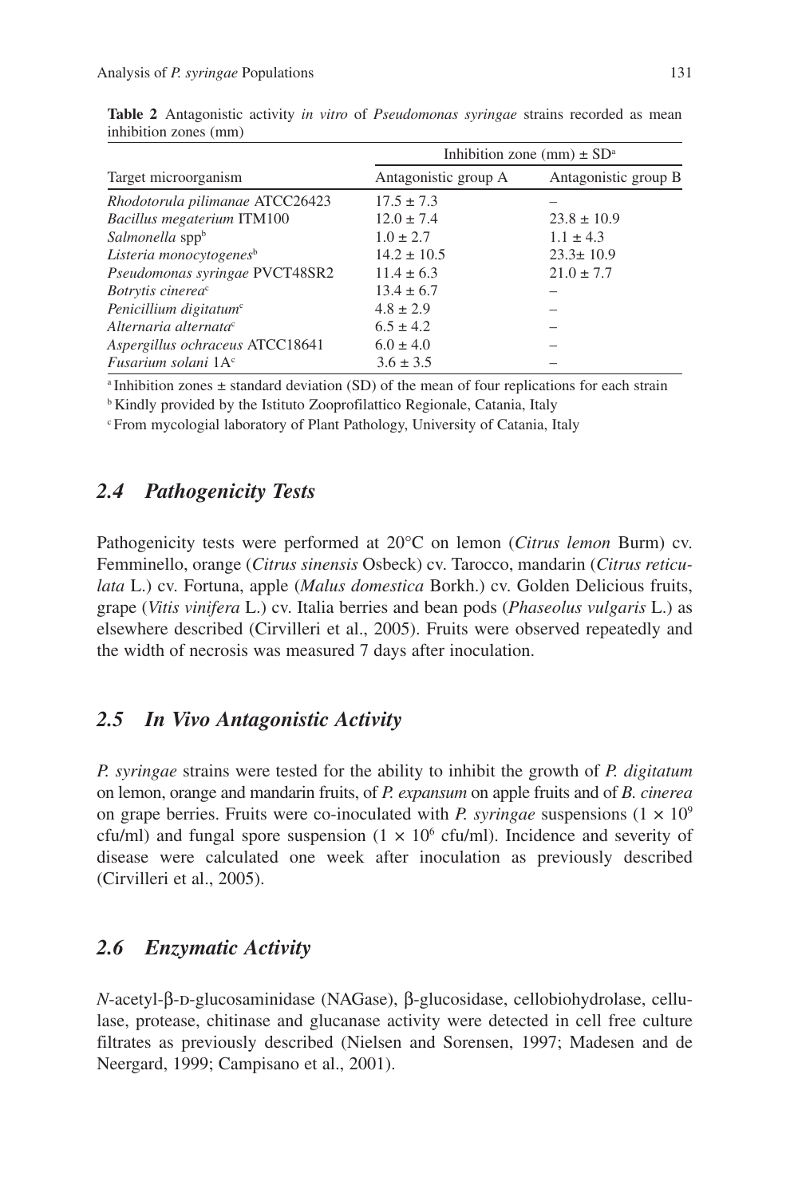**Table 2** Antagonistic activity *in vitro* of *Pseudomonas syringae* strains recorded as mean inhibition zones (mm)

| Target microorganism | Inhibition zone (mm) ± SD[a] | |
|---|---|---|
| | Antagonistic group A | Antagonistic group B |
| *Rhodotorula pilimanae* ATCC26423 | 17.5 ± 7.3 | – |
| *Bacillus megaterium* ITM100 | 12.0 ± 7.4 | 23.8 ± 10.9 |
| *Salmonella* spp[b] | 1.0 ± 2.7 | 1.1 ± 4.3 |
| *Listeria monocytogenes*[b] | 14.2 ± 10.5 | 23.3± 10.9 |
| *Pseudomonas syringae* PVCT48SR2 | 11.4 ± 6.3 | 21.0 ± 7.7 |
| *Botrytis cinerea*[c] | 13.4 ± 6.7 | – |
| *Penicillium digitatum*[c] | 4.8 ± 2.9 | – |
| *Alternaria alternata*[c] | 6.5 ± 4.2 | – |
| *Aspergillus ochraceus* ATCC18641 | 6.0 ± 4.0 | – |
| *Fusarium solani* 1A[c] | 3.6 ± 3.5 | – |

[a] Inhibition zones ± standard deviation (SD) of the mean of four replications for each strain

[b] Kindly provided by the Istituto Zooprofilattico Regionale, Catania, Italy

[c] From mycologial laboratory of Plant Pathology, University of Catania, Italy

### *2.4 Pathogenicity Tests*

Pathogenicity tests were performed at 20°C on lemon (*Citrus lemon* Burm) cv. Femminello, orange (*Citrus sinensis* Osbeck) cv. Tarocco, mandarin (*Citrus reticulata* L.) cv. Fortuna, apple (*Malus domestica* Borkh.) cv. Golden Delicious fruits, grape (*Vitis vinifera* L.) cv. Italia berries and bean pods (*Phaseolus vulgaris* L.) as elsewhere described (Cirvilleri et al., 2005). Fruits were observed repeatedly and the width of necrosis was measured 7 days after inoculation.

### *2.5 In Vivo Antagonistic Activity*

*P. syringae* strains were tested for the ability to inhibit the growth of *P. digitatum* on lemon, orange and mandarin fruits, of *P. expansum* on apple fruits and of *B. cinerea* on grape berries. Fruits were co-inoculated with *P. syringae* suspensions ($1 \times 10^9$ cfu/ml) and fungal spore suspension ($1 \times 10^6$ cfu/ml). Incidence and severity of disease were calculated one week after inoculation as previously described (Cirvilleri et al., 2005).

### *2.6 Enzymatic Activity*

*N*-acetyl-β-D-glucosaminidase (NAGase), β-glucosidase, cellobiohydrolase, cellulase, protease, chitinase and glucanase activity were detected in cell free culture filtrates as previously described (Nielsen and Sorensen, 1997; Madesen and de Neergard, 1999; Campisano et al., 2001).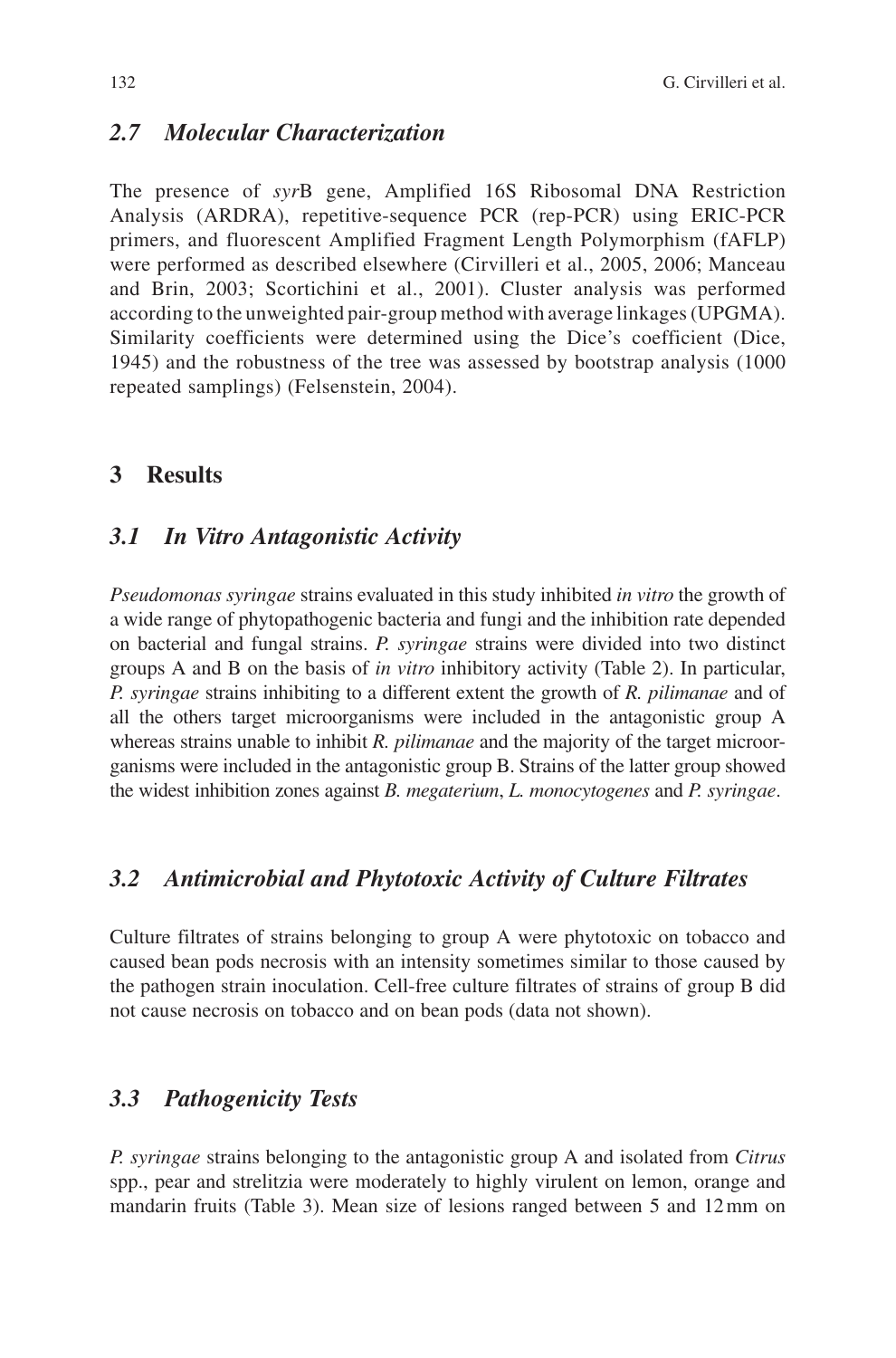### 2.7 Molecular Characterization

The presence of *syr*B gene, Amplified 16S Ribosomal DNA Restriction Analysis (ARDRA), repetitive-sequence PCR (rep-PCR) using ERIC-PCR primers, and fluorescent Amplified Fragment Length Polymorphism (fAFLP) were performed as described elsewhere (Cirvilleri et al., 2005, 2006; Manceau and Brin, 2003; Scortichini et al., 2001). Cluster analysis was performed according to the unweighted pair-group method with average linkages (UPGMA). Similarity coefficients were determined using the Dice's coefficient (Dice, 1945) and the robustness of the tree was assessed by bootstrap analysis (1000 repeated samplings) (Felsenstein, 2004).

## 3 Results

### 3.1 In Vitro Antagonistic Activity

*Pseudomonas syringae* strains evaluated in this study inhibited *in vitro* the growth of a wide range of phytopathogenic bacteria and fungi and the inhibition rate depended on bacterial and fungal strains. *P. syringae* strains were divided into two distinct groups A and B on the basis of *in vitro* inhibitory activity (Table 2). In particular, *P. syringae* strains inhibiting to a different extent the growth of *R. pilimanae* and of all the others target microorganisms were included in the antagonistic group A whereas strains unable to inhibit *R. pilimanae* and the majority of the target microorganisms were included in the antagonistic group B. Strains of the latter group showed the widest inhibition zones against *B. megaterium*, *L. monocytogenes* and *P. syringae*.

### 3.2 Antimicrobial and Phytotoxic Activity of Culture Filtrates

Culture filtrates of strains belonging to group A were phytotoxic on tobacco and caused bean pods necrosis with an intensity sometimes similar to those caused by the pathogen strain inoculation. Cell-free culture filtrates of strains of group B did not cause necrosis on tobacco and on bean pods (data not shown).

### 3.3 Pathogenicity Tests

*P. syringae* strains belonging to the antagonistic group A and isolated from *Citrus* spp., pear and strelitzia were moderately to highly virulent on lemon, orange and mandarin fruits (Table 3). Mean size of lesions ranged between 5 and 12 mm on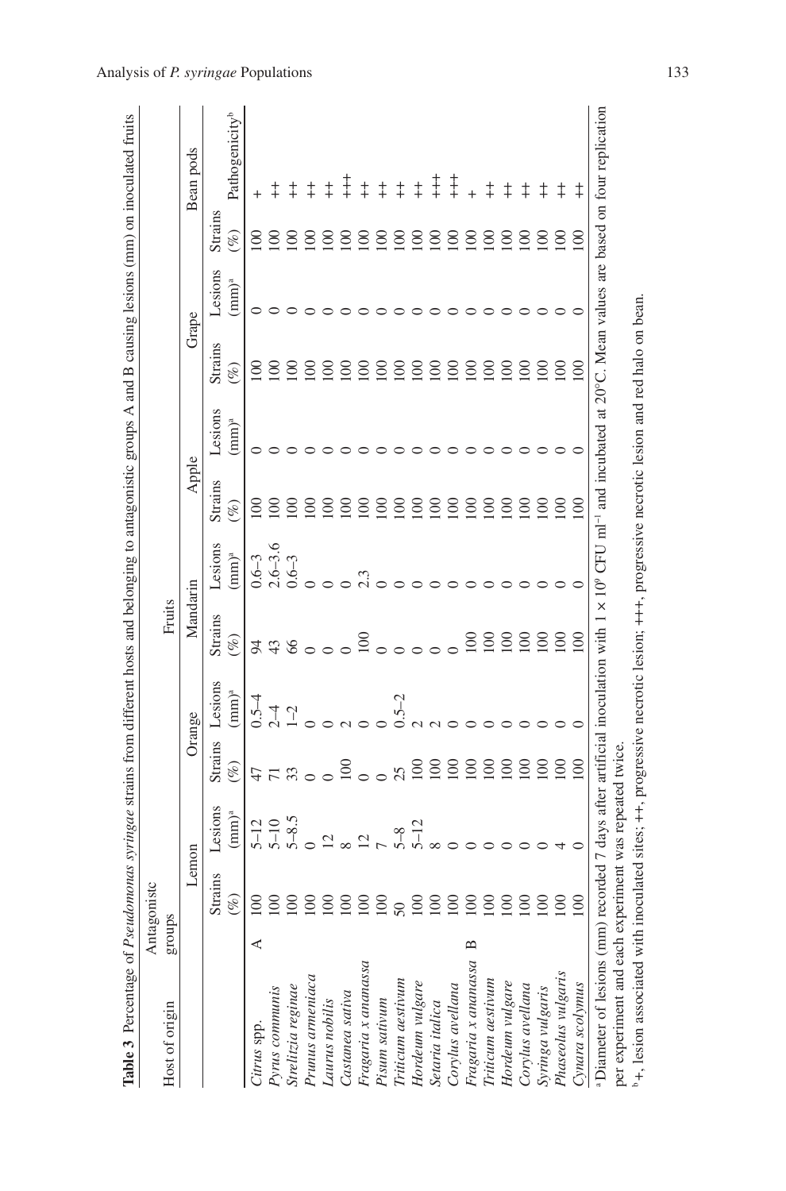**Table 3** Percentage of *Pseudomonas syringae* strains from different hosts and belonging to antagonistic groups A and B causing lesions (mm) on inoculated fruits

| Host of origin | Antagonistic groups | Fruits | | | | | | | | | | Bean pods | |
|---|---|---|---|---|---|---|---|---|---|---|---|---|---|
| | | Lemon | | Orange | | Mandarin | | Apple | | Grape | | | |
| | | Strains (%) | Lesions (mm)[a] | Strains (%) | Lesions (mm)[a] | Strains (%) | Lesions (mm)[a] | Strains (%) | Lesions (mm)[a] | Strains (%) | Lesions (mm)[a] | Strains (%) | Pathogenicity[b] |
| *Citrus* spp. | A | 100 | 5–12 | 47 | 0.5–4 | 94 | 0.6–3 | 100 | 0 | 100 | 0 | 100 | + |
| *Pyrus communis* | | 100 | 5–10 | 71 | 2–4 | 43 | 2.6–3.6 | 100 | 0 | 100 | 0 | 100 | ++ |
| *Strelitzia reginae* | | 100 | 5–8.5 | 33 | 1–2 | 66 | 0.6–3 | 100 | 0 | 100 | 0 | 100 | ++ |
| *Prunus armeniaca* | | 100 | 0 | 0 | 0 | 0 | 0 | 100 | 0 | 100 | 0 | 100 | ++ |
| *Laurus nobilis* | | 100 | 12 | 0 | 0 | 0 | 0 | 100 | 0 | 100 | 0 | 100 | ++ |
| *Castanea sativa* | | 100 | 8 | 100 | 2 | 0 | 0 | 100 | 0 | 100 | 0 | 100 | +++ |
| *Fragaria x ananassa* | | 100 | 12 | 0 | 0 | 100 | 2.3 | 100 | 0 | 100 | 0 | 100 | ++ |
| *Pisum sativum* | | 100 | 7 | 0 | 0 | 0 | 0 | 100 | 0 | 100 | 0 | 100 | ++ |
| *Triticum aestivum* | | 50 | 5–8 | 25 | 0.5–2 | 0 | 0 | 100 | 0 | 100 | 0 | 100 | ++ |
| *Hordeum vulgare* | | 100 | 5–12 | 100 | 2 | 0 | 0 | 100 | 0 | 100 | 0 | 100 | ++ |
| *Setaria italica* | | 100 | 8 | 100 | 2 | 0 | 0 | 100 | 0 | 100 | 0 | 100 | +++ |
| *Corylus avellana* | | 100 | 0 | 100 | 0 | 0 | 0 | 100 | 0 | 100 | 0 | 100 | +++ |
| *Fragaria x ananassa* | B | 100 | 0 | 100 | 0 | 100 | 0 | 100 | 0 | 100 | 0 | 100 | + |
| *Triticum aestivum* | | 100 | 0 | 100 | 0 | 100 | 0 | 100 | 0 | 100 | 0 | 100 | ++ |
| *Hordeum vulgare* | | 100 | 0 | 100 | 0 | 100 | 0 | 100 | 0 | 100 | 0 | 100 | ++ |
| *Corylus avellana* | | 100 | 0 | 100 | 0 | 100 | 0 | 100 | 0 | 100 | 0 | 100 | ++ |
| *Syringa vulgaris* | | 100 | 0 | 100 | 0 | 100 | 0 | 100 | 0 | 100 | 0 | 100 | ++ |
| *Phaseolus vulgaris* | | 100 | 4 | 100 | 0 | 100 | 0 | 100 | 0 | 100 | 0 | 100 | ++ |
| *Cynara scolymus* | | 100 | 0 | 100 | 0 | 100 | 0 | 100 | 0 | 100 | 0 | 100 | ++ |

[a] Diameter of lesions (mm) recorded 7 days after artificial inoculation with $1 \times 10^9$ CFU ml$^{-1}$ and incubated at 20°C. Mean values are based on four replication per experiment and each experiment was repeated twice.

[b] +, lesion associated with inoculated sites; ++, progressive necrotic lesion; +++, progressive necrotic lesion and red halo on bean.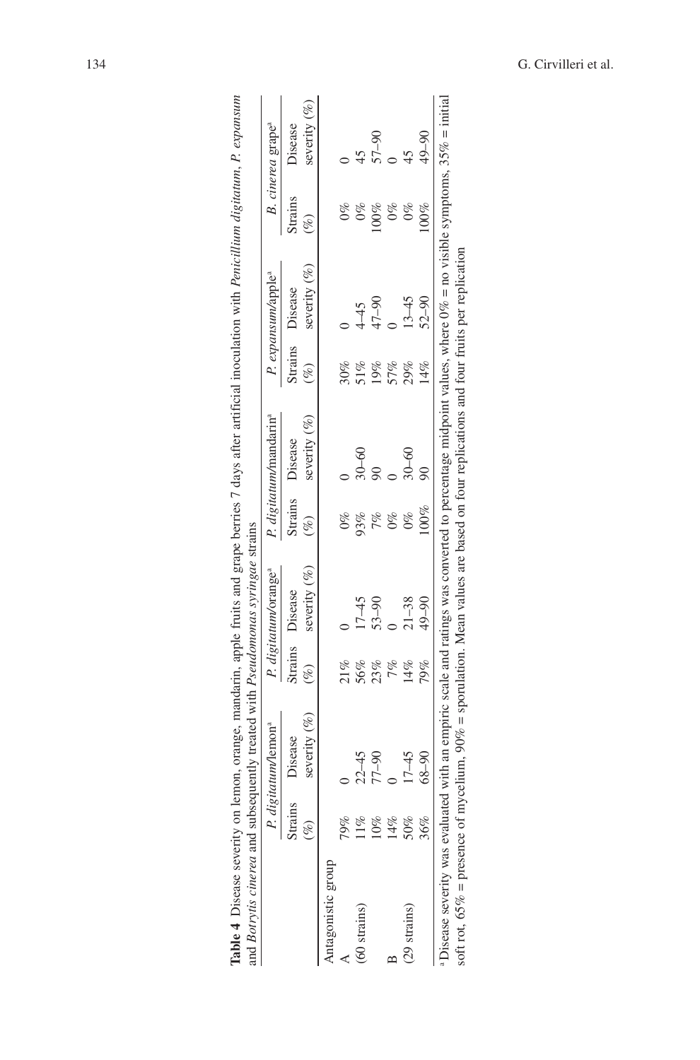**Table 4** Disease severity on lemon, orange, mandarin, apple fruits and grape berries 7 days after artificial inoculation with *Penicillium digitatum*, *P. expansum* and *Botrytis cinerea* and subsequently treated with *Pseudomonas syringae* strains

| | *P. digitatum*/lemon[a] | | *P. digitatum*/orange[a] | | *P. digitatum*/mandarin[a] | | *P. expansum*/apple[a] | | *B. cinerea* grape[a] | |
|---|---|---|---|---|---|---|---|---|---|---|
| | Strains (%) | Disease severity (%) | Strains (%) | Disease severity (%) | Strains (%) | Disease severity (%) | Strains (%) | Disease severity (%) | Strains (%) | Disease severity (%) |
| Antagonistic group | | | | | | | | | | |
| A | 79% | 0 | 21% | 0 | 0% | 0 | 30% | 0 | 0% | 0 |
| (60 strains) | 11% | 22–45 | 56% | 17–45 | 93% | 30–60 | 51% | 4–45 | 0% | 45 |
| | 10% | 77–90 | 23% | 53–90 | 7% | 90 | 19% | 47–90 | 100% | 57–90 |
| B | 14% | 0 | 7% | 0 | 0% | 0 | 57% | 0 | 0% | 0 |
| (29 strains) | 50% | 17–45 | 14% | 21–38 | 0% | 30–60 | 29% | 13–45 | 0% | 45 |
| | 36% | 68–90 | 79% | 49–90 | 100% | 90 | 14% | 52–90 | 100% | 49–90 |

[a] Disease severity was evaluated with an empiric scale and ratings was converted to percentage midpoint values, where 0% = no visible symptoms, 35% = initial soft rot, 65% = presence of mycelium, 90% = sporulation. Mean values are based on four replications and four fruits per replication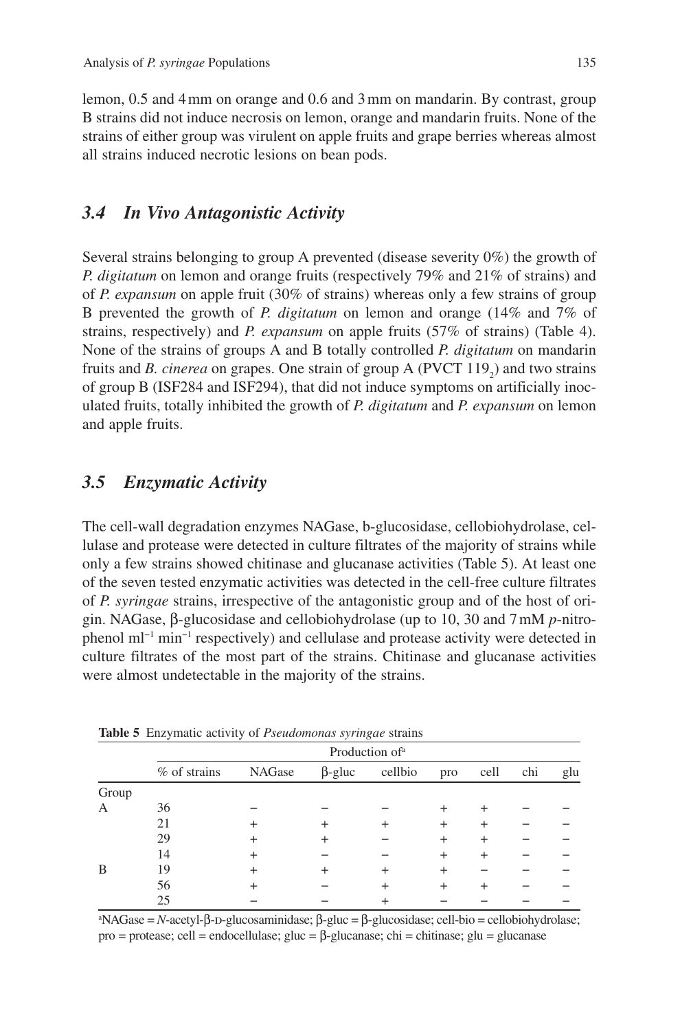lemon, 0.5 and 4 mm on orange and 0.6 and 3 mm on mandarin. By contrast, group B strains did not induce necrosis on lemon, orange and mandarin fruits. None of the strains of either group was virulent on apple fruits and grape berries whereas almost all strains induced necrotic lesions on bean pods.

## *3.4 In Vivo Antagonistic Activity*

Several strains belonging to group A prevented (disease severity 0%) the growth of *P. digitatum* on lemon and orange fruits (respectively 79% and 21% of strains) and of *P. expansum* on apple fruit (30% of strains) whereas only a few strains of group B prevented the growth of *P. digitatum* on lemon and orange (14% and 7% of strains, respectively) and *P. expansum* on apple fruits (57% of strains) (Table 4). None of the strains of groups A and B totally controlled *P. digitatum* on mandarin fruits and *B. cinerea* on grapes. One strain of group A (PVCT $119_2$) and two strains of group B (ISF284 and ISF294), that did not induce symptoms on artificially inoculated fruits, totally inhibited the growth of *P. digitatum* and *P. expansum* on lemon and apple fruits.

## *3.5 Enzymatic Activity*

The cell-wall degradation enzymes NAGase, b-glucosidase, cellobiohydrolase, cellulase and protease were detected in culture filtrates of the majority of strains while only a few strains showed chitinase and glucanase activities (Table 5). At least one of the seven tested enzymatic activities was detected in the cell-free culture filtrates of *P. syringae* strains, irrespective of the antagonistic group and of the host of origin. NAGase, β-glucosidase and cellobiohydrolase (up to 10, 30 and 7 mM *p*-nitrophenol $ml^{-1}$ $min^{-1}$ respectively) and cellulase and protease activity were detected in culture filtrates of the most part of the strains. Chitinase and glucanase activities were almost undetectable in the majority of the strains.

**Table 5** Enzymatic activity of *Pseudomonas syringae* strains

| | Production of[a] | | | | | | | |
|---|---|---|---|---|---|---|---|---|
| | % of strains | NAGase | β-gluc | cellbio | pro | cell | chi | glu |
| Group | | | | | | | | |
| A | 36 | − | − | − | + | + | − | − |
| | 21 | + | + | + | + | + | − | − |
| | 29 | + | + | − | + | + | − | − |
| | 14 | + | − | − | + | + | − | − |
| B | 19 | + | + | + | + | − | − | − |
| | 56 | + | − | + | + | + | − | − |
| | 25 | − | − | + | − | − | − | − |

[a]NAGase = *N*-acetyl-β-D-glucosaminidase; β-gluc = β-glucosidase; cell-bio = cellobiohydrolase; pro = protease; cell = endocellulase; gluc = β-glucanase; chi = chitinase; glu = glucanase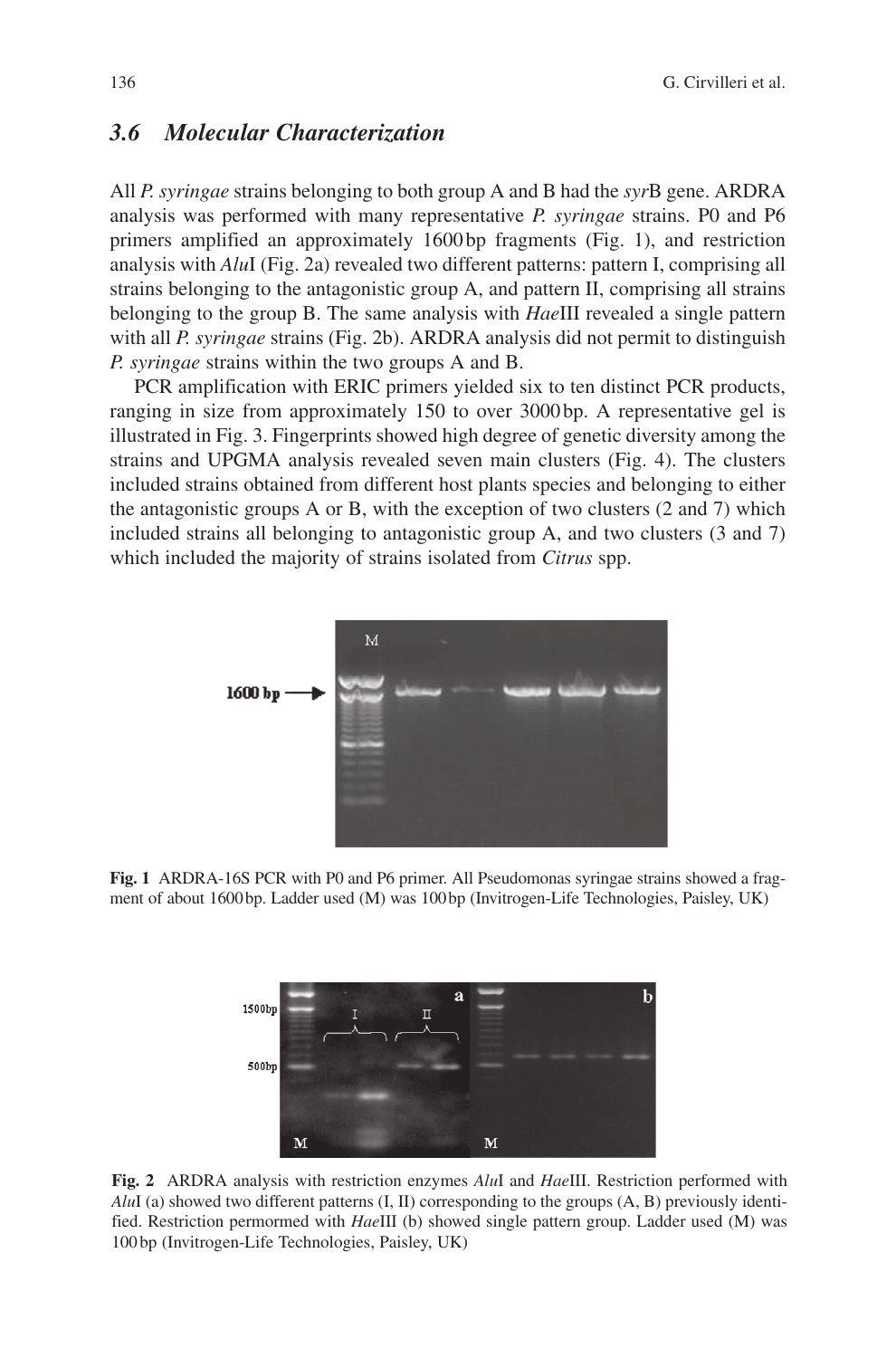### 3.6 Molecular Characterization

All *P. syringae* strains belonging to both group A and B had the *syr*B gene. ARDRA analysis was performed with many representative *P. syringae* strains. P0 and P6 primers amplified an approximately 1600 bp fragments (Fig. 1), and restriction analysis with *Alu*I (Fig. 2a) revealed two different patterns: pattern I, comprising all strains belonging to the antagonistic group A, and pattern II, comprising all strains belonging to the group B. The same analysis with *Hae*III revealed a single pattern with all *P. syringae* strains (Fig. 2b). ARDRA analysis did not permit to distinguish *P. syringae* strains within the two groups A and B.

PCR amplification with ERIC primers yielded six to ten distinct PCR products, ranging in size from approximately 150 to over 3000 bp. A representative gel is illustrated in Fig. 3. Fingerprints showed high degree of genetic diversity among the strains and UPGMA analysis revealed seven main clusters (Fig. 4). The clusters included strains obtained from different host plants species and belonging to either the antagonistic groups A or B, with the exception of two clusters (2 and 7) which included strains all belonging to antagonistic group A, and two clusters (3 and 7) which included the majority of strains isolated from *Citrus* spp.

M

1600 bp

**Fig. 1** ARDRA-16S PCR with P0 and P6 primer. All Pseudomonas syringae strains showed a fragment of about 1600 bp. Ladder used (M) was 100 bp (Invitrogen-Life Technologies, Paisley, UK)

1500bp

500bp

M

I

II

a

M

b

**Fig. 2** ARDRA analysis with restriction enzymes *Alu*I and *Hae*III. Restriction performed with *Alu*I (a) showed two different patterns (I, II) corresponding to the groups (A, B) previously identified. Restriction permormed with *Hae*III (b) showed single pattern group. Ladder used (M) was 100 bp (Invitrogen-Life Technologies, Paisley, UK)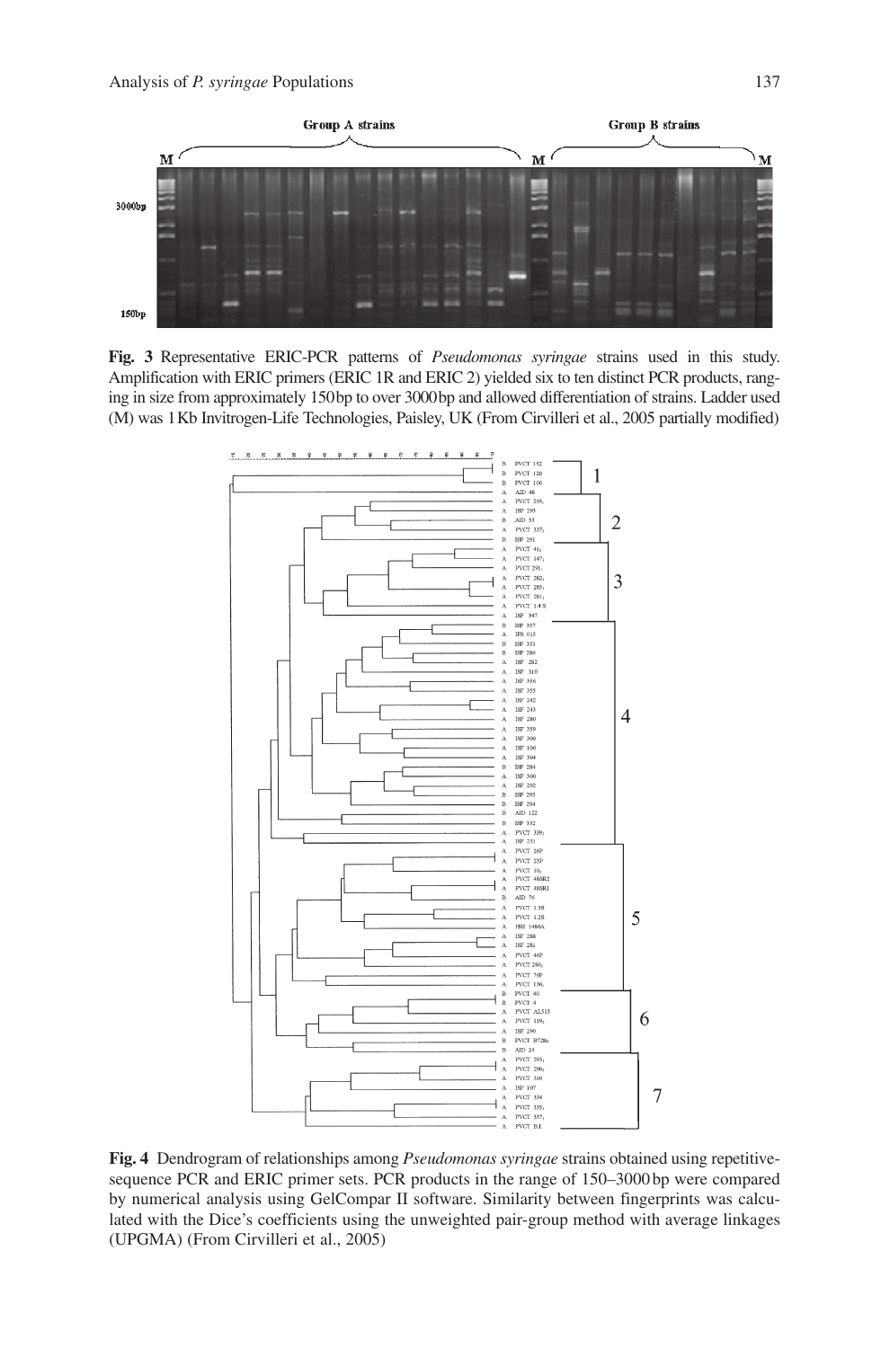Group A strains

Group B strains

M

M

M

3000bp

150bp

**Fig. 3** Representative ERIC-PCR patterns of *Pseudomonas syringae* strains used in this study. Amplification with ERIC primers (ERIC 1R and ERIC 2) yielded six to ten distinct PCR products, ranging in size from approximately 150 bp to over 3000 bp and allowed differentiation of strains. Ladder used (M) was 1 Kb Invitrogen-Life Technologies, Paisley, UK (From Cirvilleri et al., 2005 partially modified)

1

2

3

4

5

6

7

**Fig. 4** Dendrogram of relationships among *Pseudomonas syringae* strains obtained using repetitive-sequence PCR and ERIC primer sets. PCR products in the range of 150–3000 bp were compared by numerical analysis using GelCompar II software. Similarity between fingerprints was calculated with the Dice's coefficients using the unweighted pair-group method with average linkages (UPGMA) (From Cirvilleri et al., 2005)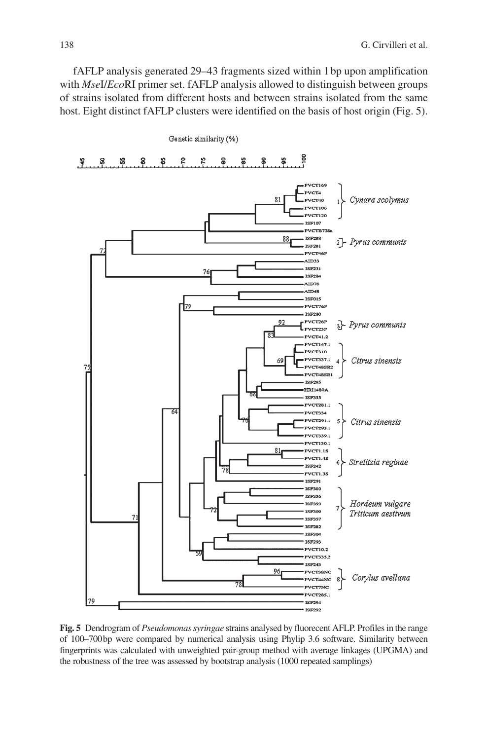fAFLP analysis generated 29–43 fragments sized within 1 bp upon amplification with *Mse*I/*Eco*RI primer set. fAFLP analysis allowed to distinguish between groups of strains isolated from different hosts and between strains isolated from the same host. Eight distinct fAFLP clusters were identified on the basis of host origin (Fig. 5).

Genetic similarity (%)

45 50 55 60 65 70 75 80 85 90 95 100

PVCT169
PVCT4
PVCT40
PVCT106
PVCT120
ISF107
PVCTB728a
ISF288
ISF281
PVCT46P
AID33
ISF231
ISF284
AID76
AID48
ISF015
PVCT76P
ISF280
PVCT26P
PVCT23P
PVCT41.2
PVCT147.1
PVCT310
PVCT337.1
PVCT48SR2
PVCT48SR1
ISF295
HRI1480A
ISF355
PVCT281.1
PVCT334
PVCT291.1
PVCT293.1
PVCT339.1
PVCT130.1
PVCT1.1S
PVCT1.4S
ISF242
PVCT1.3S
ISF291
ISF300
ISF356
ISF359
ISF309
ISF357
ISF282
ISF304
ISF293
PVCT10.2
PVCT335.2
ISF243
PVCT38NC
PVCT44NC
PVCT7NC
PVCT285.1
ISF294
ISF292

81 88 72 76 79 92 83 69 68 76 75 64 81 78 72 71 59 96 78 79

1 *Cynara scolymus*
2 *Pyrus communis*
3 *Pyrus communis*
4 *Citrus sinensis*
5 *Citrus sinensis*
6 *Strelitzia reginae*
7 *Hordeum vulgare* *Triticum aestivum*
8 *Corylus avellana*

**Fig. 5** Dendrogram of *Pseudomonas syringae* strains analysed by fluorecent AFLP. Profiles in the range of 100–700 bp were compared by numerical analysis using Phylip 3.6 software. Similarity between fingerprints was calculated with unweighted pair-group method with average linkages (UPGMA) and the robustness of the tree was assessed by bootstrap analysis (1000 repeated samplings)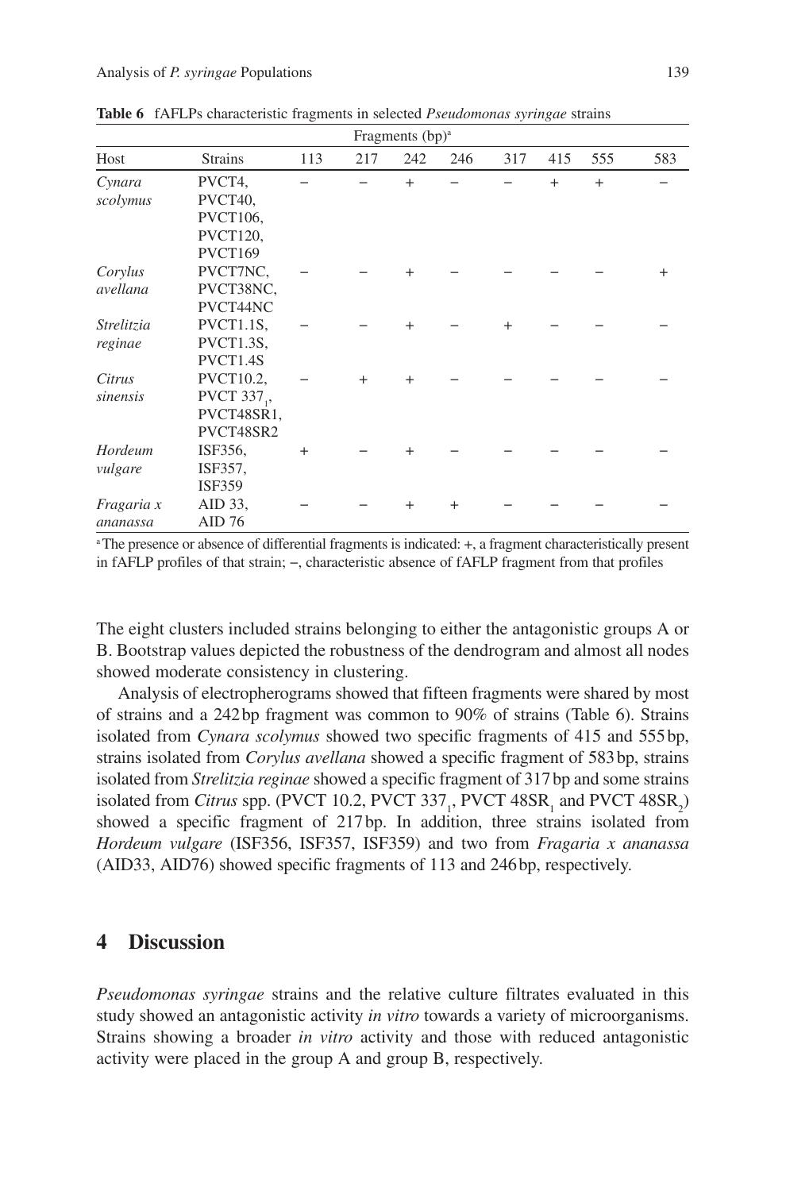**Table 6** fAFLPs characteristic fragments in selected *Pseudomonas syringae* strains

| | | Fragments (bp)[a] | | | | | | | |
|---|---|---|---|---|---|---|---|---|---|
| Host | Strains | 113 | 217 | 242 | 246 | 317 | 415 | 555 | 583 |
| *Cynara scolymus* | PVCT4, PVCT40, PVCT106, PVCT120, PVCT169 | − | − | + | − | − | + | + | − |
| *Corylus avellana* | PVCT7NC, PVCT38NC, PVCT44NC | − | − | + | − | − | − | − | + |
| *Strelitzia reginae* | PVCT1.1S, PVCT1.3S, PVCT1.4S | − | − | + | − | + | − | − | − |
| *Citrus sinensis* | PVCT10.2, PVCT $337_1$, PVCT48SR1, PVCT48SR2 | − | + | + | − | − | − | − | − |
| *Hordeum vulgare* | ISF356, ISF357, ISF359 | + | − | + | − | − | − | − | − |
| *Fragaria x ananassa* | AID 33, AID 76 | − | − | + | + | − | − | − | − |

[a] The presence or absence of differential fragments is indicated: +, a fragment characteristically present in fAFLP profiles of that strain; −, characteristic absence of fAFLP fragment from that profiles

The eight clusters included strains belonging to either the antagonistic groups A or B. Bootstrap values depicted the robustness of the dendrogram and almost all nodes showed moderate consistency in clustering.

Analysis of electropherograms showed that fifteen fragments were shared by most of strains and a 242 bp fragment was common to 90% of strains (Table 6). Strains isolated from *Cynara scolymus* showed two specific fragments of 415 and 555 bp, strains isolated from *Corylus avellana* showed a specific fragment of 583 bp, strains isolated from *Strelitzia reginae* showed a specific fragment of 317 bp and some strains isolated from *Citrus* spp. (PVCT 10.2, PVCT $337_1$, PVCT $48SR_1$ and PVCT $48SR_2$) showed a specific fragment of 217 bp. In addition, three strains isolated from *Hordeum vulgare* (ISF356, ISF357, ISF359) and two from *Fragaria x ananassa* (AID33, AID76) showed specific fragments of 113 and 246 bp, respectively.

## 4 Discussion

*Pseudomonas syringae* strains and the relative culture filtrates evaluated in this study showed an antagonistic activity *in vitro* towards a variety of microorganisms. Strains showing a broader *in vitro* activity and those with reduced antagonistic activity were placed in the group A and group B, respectively.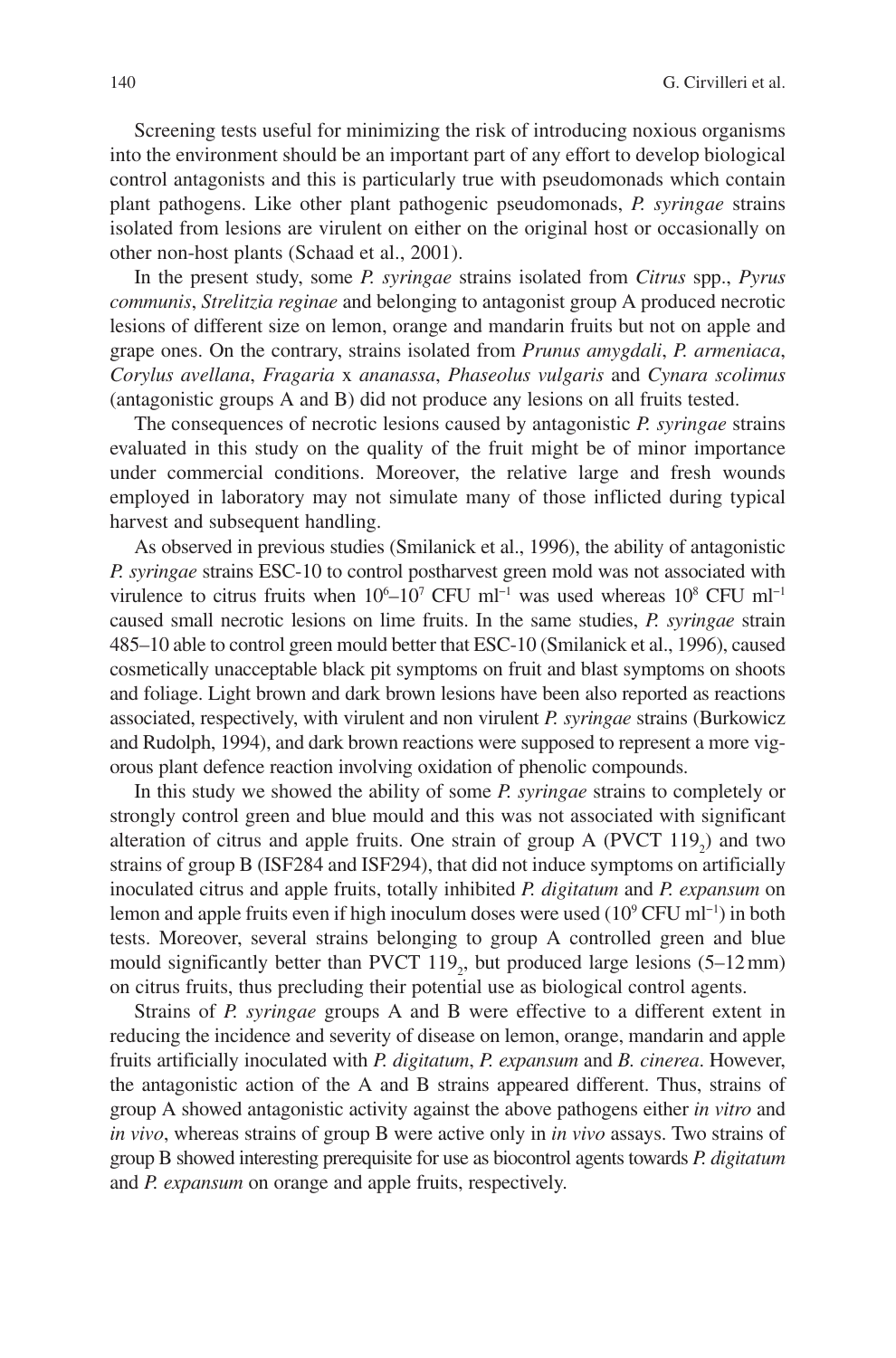Screening tests useful for minimizing the risk of introducing noxious organisms into the environment should be an important part of any effort to develop biological control antagonists and this is particularly true with pseudomonads which contain plant pathogens. Like other plant pathogenic pseudomonads, *P. syringae* strains isolated from lesions are virulent on either on the original host or occasionally on other non-host plants (Schaad et al., 2001).

In the present study, some *P. syringae* strains isolated from *Citrus* spp., *Pyrus communis*, *Strelitzia reginae* and belonging to antagonist group A produced necrotic lesions of different size on lemon, orange and mandarin fruits but not on apple and grape ones. On the contrary, strains isolated from *Prunus amygdali*, *P. armeniaca*, *Corylus avellana*, *Fragaria* x *ananassa*, *Phaseolus vulgaris* and *Cynara scolimus* (antagonistic groups A and B) did not produce any lesions on all fruits tested.

The consequences of necrotic lesions caused by antagonistic *P. syringae* strains evaluated in this study on the quality of the fruit might be of minor importance under commercial conditions. Moreover, the relative large and fresh wounds employed in laboratory may not simulate many of those inflicted during typical harvest and subsequent handling.

As observed in previous studies (Smilanick et al., 1996), the ability of antagonistic *P. syringae* strains ESC-10 to control postharvest green mold was not associated with virulence to citrus fruits when $10^6$–$10^7$ CFU ml$^{-1}$ was used whereas $10^8$ CFU ml$^{-1}$ caused small necrotic lesions on lime fruits. In the same studies, *P. syringae* strain 485–10 able to control green mould better that ESC-10 (Smilanick et al., 1996), caused cosmetically unacceptable black pit symptoms on fruit and blast symptoms on shoots and foliage. Light brown and dark brown lesions have been also reported as reactions associated, respectively, with virulent and non virulent *P. syringae* strains (Burkowicz and Rudolph, 1994), and dark brown reactions were supposed to represent a more vigorous plant defence reaction involving oxidation of phenolic compounds.

In this study we showed the ability of some *P. syringae* strains to completely or strongly control green and blue mould and this was not associated with significant alteration of citrus and apple fruits. One strain of group A (PVCT $119_2$) and two strains of group B (ISF284 and ISF294), that did not induce symptoms on artificially inoculated citrus and apple fruits, totally inhibited *P. digitatum* and *P. expansum* on lemon and apple fruits even if high inoculum doses were used ($10^9$ CFU ml$^{-1}$) in both tests. Moreover, several strains belonging to group A controlled green and blue mould significantly better than PVCT $119_2$, but produced large lesions (5–12 mm) on citrus fruits, thus precluding their potential use as biological control agents.

Strains of *P. syringae* groups A and B were effective to a different extent in reducing the incidence and severity of disease on lemon, orange, mandarin and apple fruits artificially inoculated with *P. digitatum*, *P. expansum* and *B. cinerea*. However, the antagonistic action of the A and B strains appeared different. Thus, strains of group A showed antagonistic activity against the above pathogens either *in vitro* and *in vivo*, whereas strains of group B were active only in *in vivo* assays. Two strains of group B showed interesting prerequisite for use as biocontrol agents towards *P. digitatum* and *P. expansum* on orange and apple fruits, respectively.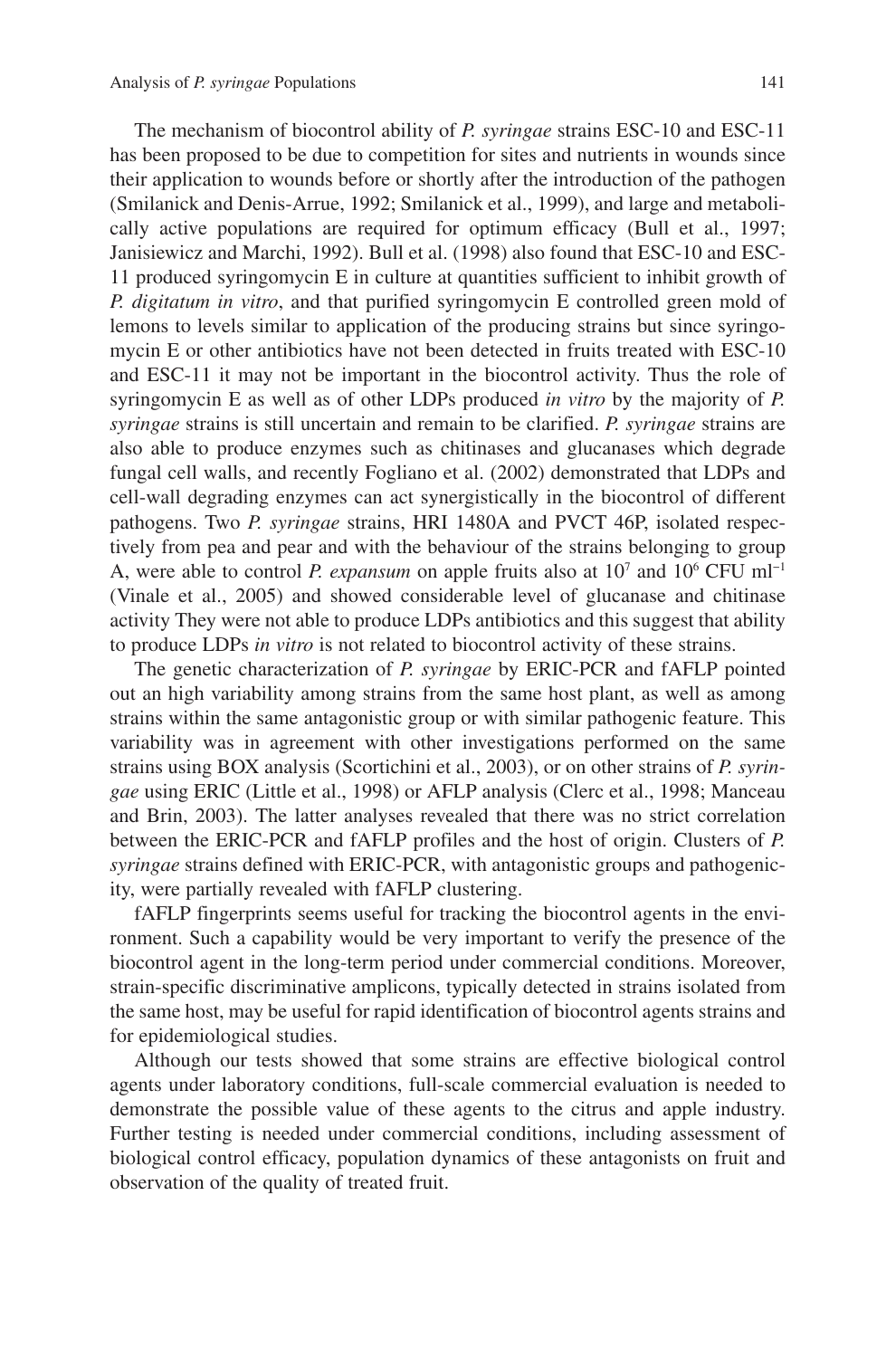The mechanism of biocontrol ability of *P. syringae* strains ESC-10 and ESC-11 has been proposed to be due to competition for sites and nutrients in wounds since their application to wounds before or shortly after the introduction of the pathogen (Smilanick and Denis-Arrue, 1992; Smilanick et al., 1999), and large and metabolically active populations are required for optimum efficacy (Bull et al., 1997; Janisiewicz and Marchi, 1992). Bull et al. (1998) also found that ESC-10 and ESC-11 produced syringomycin E in culture at quantities sufficient to inhibit growth of *P. digitatum in vitro*, and that purified syringomycin E controlled green mold of lemons to levels similar to application of the producing strains but since syringomycin E or other antibiotics have not been detected in fruits treated with ESC-10 and ESC-11 it may not be important in the biocontrol activity. Thus the role of syringomycin E as well as of other LDPs produced *in vitro* by the majority of *P. syringae* strains is still uncertain and remain to be clarified. *P. syringae* strains are also able to produce enzymes such as chitinases and glucanases which degrade fungal cell walls, and recently Fogliano et al. (2002) demonstrated that LDPs and cell-wall degrading enzymes can act synergistically in the biocontrol of different pathogens. Two *P. syringae* strains, HRI 1480A and PVCT 46P, isolated respectively from pea and pear and with the behaviour of the strains belonging to group A, were able to control *P. expansum* on apple fruits also at $10^7$ and $10^6$ CFU $ml^{-1}$ (Vinale et al., 2005) and showed considerable level of glucanase and chitinase activity They were not able to produce LDPs antibiotics and this suggest that ability to produce LDPs *in vitro* is not related to biocontrol activity of these strains.

The genetic characterization of *P. syringae* by ERIC-PCR and fAFLP pointed out an high variability among strains from the same host plant, as well as among strains within the same antagonistic group or with similar pathogenic feature. This variability was in agreement with other investigations performed on the same strains using BOX analysis (Scortichini et al., 2003), or on other strains of *P. syringae* using ERIC (Little et al., 1998) or AFLP analysis (Clerc et al., 1998; Manceau and Brin, 2003). The latter analyses revealed that there was no strict correlation between the ERIC-PCR and fAFLP profiles and the host of origin. Clusters of *P. syringae* strains defined with ERIC-PCR, with antagonistic groups and pathogenicity, were partially revealed with fAFLP clustering.

fAFLP fingerprints seems useful for tracking the biocontrol agents in the environment. Such a capability would be very important to verify the presence of the biocontrol agent in the long-term period under commercial conditions. Moreover, strain-specific discriminative amplicons, typically detected in strains isolated from the same host, may be useful for rapid identification of biocontrol agents strains and for epidemiological studies.

Although our tests showed that some strains are effective biological control agents under laboratory conditions, full-scale commercial evaluation is needed to demonstrate the possible value of these agents to the citrus and apple industry. Further testing is needed under commercial conditions, including assessment of biological control efficacy, population dynamics of these antagonists on fruit and observation of the quality of treated fruit.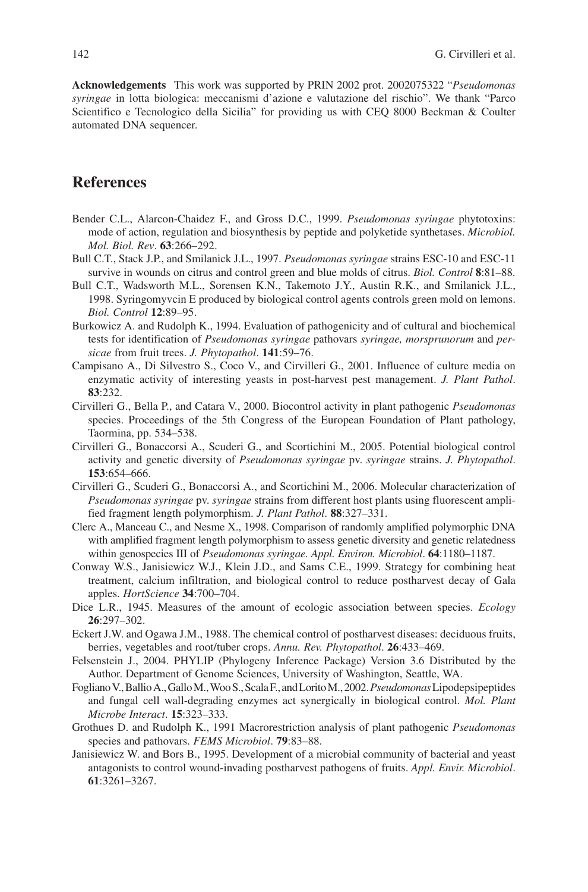**Acknowledgements** This work was supported by PRIN 2002 prot. 2002075322 "*Pseudomonas syringae* in lotta biologica: meccanismi d'azione e valutazione del rischio". We thank "Parco Scientifico e Tecnologico della Sicilia" for providing us with CEQ 8000 Beckman & Coulter automated DNA sequencer.

## References

Bender C.L., Alarcon-Chaidez F., and Gross D.C., 1999. *Pseudomonas syringae* phytotoxins: mode of action, regulation and biosynthesis by peptide and polyketide synthetases. *Microbiol. Mol. Biol. Rev*. **63**:266–292.

Bull C.T., Stack J.P., and Smilanick J.L., 1997. *Pseudomonas syringae* strains ESC-10 and ESC-11 survive in wounds on citrus and control green and blue molds of citrus. *Biol. Control* **8**:81–88.

Bull C.T., Wadsworth M.L., Sorensen K.N., Takemoto J.Y., Austin R.K., and Smilanick J.L., 1998. Syringomyvcin E produced by biological control agents controls green mold on lemons. *Biol. Control* **12**:89–95.

Burkowicz A. and Rudolph K., 1994. Evaluation of pathogenicity and of cultural and biochemical tests for identification of *Pseudomonas syringae* pathovars *syringae, morsprunorum* and *persicae* from fruit trees. *J. Phytopathol*. **141**:59–76.

Campisano A., Di Silvestro S., Coco V., and Cirvilleri G., 2001. Influence of culture media on enzymatic activity of interesting yeasts in post-harvest pest management. *J. Plant Pathol*. **83**:232.

Cirvilleri G., Bella P., and Catara V., 2000. Biocontrol activity in plant pathogenic *Pseudomonas* species. Proceedings of the 5th Congress of the European Foundation of Plant pathology, Taormina, pp. 534–538.

Cirvilleri G., Bonaccorsi A., Scuderi G., and Scortichini M., 2005. Potential biological control activity and genetic diversity of *Pseudomonas syringae* pv. *syringae* strains. *J. Phytopathol*. **153**:654–666.

Cirvilleri G., Scuderi G., Bonaccorsi A., and Scortichini M., 2006. Molecular characterization of *Pseudomonas syringae* pv. *syringae* strains from different host plants using fluorescent amplified fragment length polymorphism. *J. Plant Pathol*. **88**:327–331.

Clerc A., Manceau C., and Nesme X., 1998. Comparison of randomly amplified polymorphic DNA with amplified fragment length polymorphism to assess genetic diversity and genetic relatedness within genospecies III of *Pseudomonas syringae. Appl. Environ. Microbiol*. **64**:1180–1187.

Conway W.S., Janisiewicz W.J., Klein J.D., and Sams C.E., 1999. Strategy for combining heat treatment, calcium infiltration, and biological control to reduce postharvest decay of Gala apples. *HortScience* **34**:700–704.

Dice L.R., 1945. Measures of the amount of ecologic association between species. *Ecology* **26**:297–302.

Eckert J.W. and Ogawa J.M., 1988. The chemical control of postharvest diseases: deciduous fruits, berries, vegetables and root/tuber crops. *Annu. Rev. Phytopathol*. **26**:433–469.

Felsenstein J., 2004. PHYLIP (Phylogeny Inference Package) Version 3.6 Distributed by the Author. Department of Genome Sciences, University of Washington, Seattle, WA.

Fogliano V., Ballio A., Gallo M., Woo S., Scala F., and Lorito M., 2002. *Pseudomonas* Lipodepsipeptides and fungal cell wall-degrading enzymes act synergically in biological control. *Mol. Plant Microbe Interact*. **15**:323–333.

Grothues D. and Rudolph K., 1991 Macrorestriction analysis of plant pathogenic *Pseudomonas* species and pathovars. *FEMS Microbiol*. **79**:83–88.

Janisiewicz W. and Bors B., 1995. Development of a microbial community of bacterial and yeast antagonists to control wound-invading postharvest pathogens of fruits. *Appl. Envir. Microbiol*. **61**:3261–3267.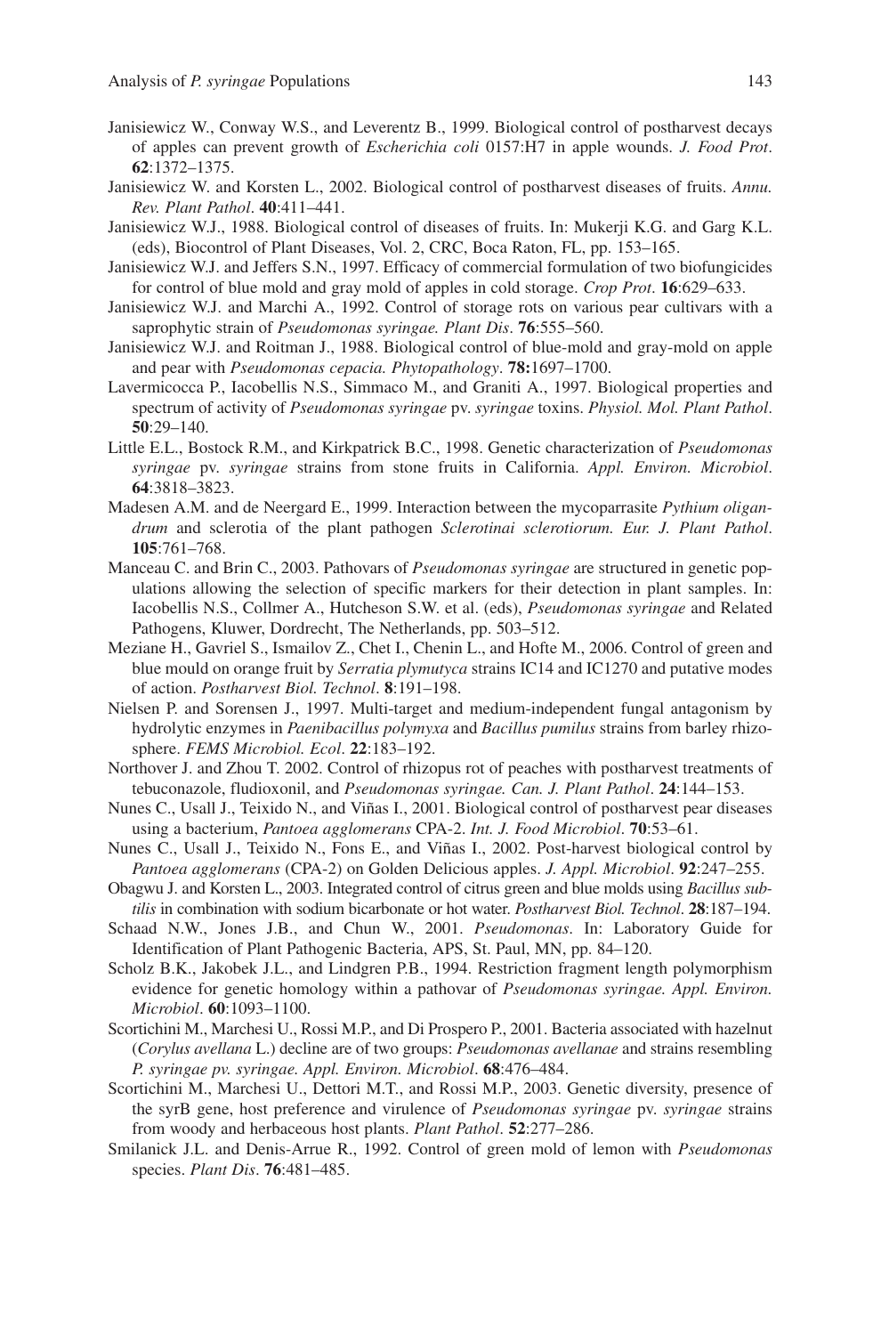Janisiewicz W., Conway W.S., and Leverentz B., 1999. Biological control of postharvest decays of apples can prevent growth of *Escherichia coli* 0157:H7 in apple wounds. *J. Food Prot*. **62**:1372–1375.

Janisiewicz W. and Korsten L., 2002. Biological control of postharvest diseases of fruits. *Annu. Rev. Plant Pathol*. **40**:411–441.

Janisiewicz W.J., 1988. Biological control of diseases of fruits. In: Mukerji K.G. and Garg K.L. (eds), Biocontrol of Plant Diseases, Vol. 2, CRC, Boca Raton, FL, pp. 153–165.

Janisiewicz W.J. and Jeffers S.N., 1997. Efficacy of commercial formulation of two biofungicides for control of blue mold and gray mold of apples in cold storage. *Crop Prot*. **16**:629–633.

Janisiewicz W.J. and Marchi A., 1992. Control of storage rots on various pear cultivars with a saprophytic strain of *Pseudomonas syringae. Plant Dis*. **76**:555–560.

Janisiewicz W.J. and Roitman J., 1988. Biological control of blue-mold and gray-mold on apple and pear with *Pseudomonas cepacia. Phytopathology*. **78:**1697–1700.

Lavermicocca P., Iacobellis N.S., Simmaco M., and Graniti A., 1997. Biological properties and spectrum of activity of *Pseudomonas syringae* pv. *syringae* toxins. *Physiol. Mol. Plant Pathol*. **50**:29–140.

Little E.L., Bostock R.M., and Kirkpatrick B.C., 1998. Genetic characterization of *Pseudomonas syringae* pv. *syringae* strains from stone fruits in California. *Appl. Environ. Microbiol*. **64**:3818–3823.

Madesen A.M. and de Neergard E., 1999. Interaction between the mycoparrasite *Pythium oligandrum* and sclerotia of the plant pathogen *Sclerotinai sclerotiorum. Eur. J. Plant Pathol*. **105**:761–768.

Manceau C. and Brin C., 2003. Pathovars of *Pseudomonas syringae* are structured in genetic populations allowing the selection of specific markers for their detection in plant samples. In: Iacobellis N.S., Collmer A., Hutcheson S.W. et al. (eds), *Pseudomonas syringae* and Related Pathogens, Kluwer, Dordrecht, The Netherlands, pp. 503–512.

Meziane H., Gavriel S., Ismailov Z., Chet I., Chenin L., and Hofte M., 2006. Control of green and blue mould on orange fruit by *Serratia plymutyca* strains IC14 and IC1270 and putative modes of action. *Postharvest Biol. Technol*. **8**:191–198.

Nielsen P. and Sorensen J., 1997. Multi-target and medium-independent fungal antagonism by hydrolytic enzymes in *Paenibacillus polymyxa* and *Bacillus pumilus* strains from barley rhizosphere. *FEMS Microbiol. Ecol*. **22**:183–192.

Northover J. and Zhou T. 2002. Control of rhizopus rot of peaches with postharvest treatments of tebuconazole, fludioxonil, and *Pseudomonas syringae. Can. J. Plant Pathol*. **24**:144–153.

Nunes C., Usall J., Teixido N., and Viñas I., 2001. Biological control of postharvest pear diseases using a bacterium, *Pantoea agglomerans* CPA-2. *Int. J. Food Microbiol*. **70**:53–61.

Nunes C., Usall J., Teixido N., Fons E., and Viñas I., 2002. Post-harvest biological control by *Pantoea agglomerans* (CPA-2) on Golden Delicious apples. *J. Appl. Microbiol*. **92**:247–255.

Obagwu J. and Korsten L., 2003. Integrated control of citrus green and blue molds using *Bacillus subtilis* in combination with sodium bicarbonate or hot water. *Postharvest Biol. Technol*. **28**:187–194.

Schaad N.W., Jones J.B., and Chun W., 2001. *Pseudomonas*. In: Laboratory Guide for Identification of Plant Pathogenic Bacteria, APS, St. Paul, MN, pp. 84–120.

Scholz B.K., Jakobek J.L., and Lindgren P.B., 1994. Restriction fragment length polymorphism evidence for genetic homology within a pathovar of *Pseudomonas syringae. Appl. Environ. Microbiol*. **60**:1093–1100.

Scortichini M., Marchesi U., Rossi M.P., and Di Prospero P., 2001. Bacteria associated with hazelnut (*Corylus avellana* L.) decline are of two groups: *Pseudomonas avellanae* and strains resembling *P. syringae pv. syringae. Appl. Environ. Microbiol*. **68**:476–484.

Scortichini M., Marchesi U., Dettori M.T., and Rossi M.P., 2003. Genetic diversity, presence of the syrB gene, host preference and virulence of *Pseudomonas syringae* pv. *syringae* strains from woody and herbaceous host plants. *Plant Pathol*. **52**:277–286.

Smilanick J.L. and Denis-Arrue R., 1992. Control of green mold of lemon with *Pseudomonas* species. *Plant Dis*. **76**:481–485.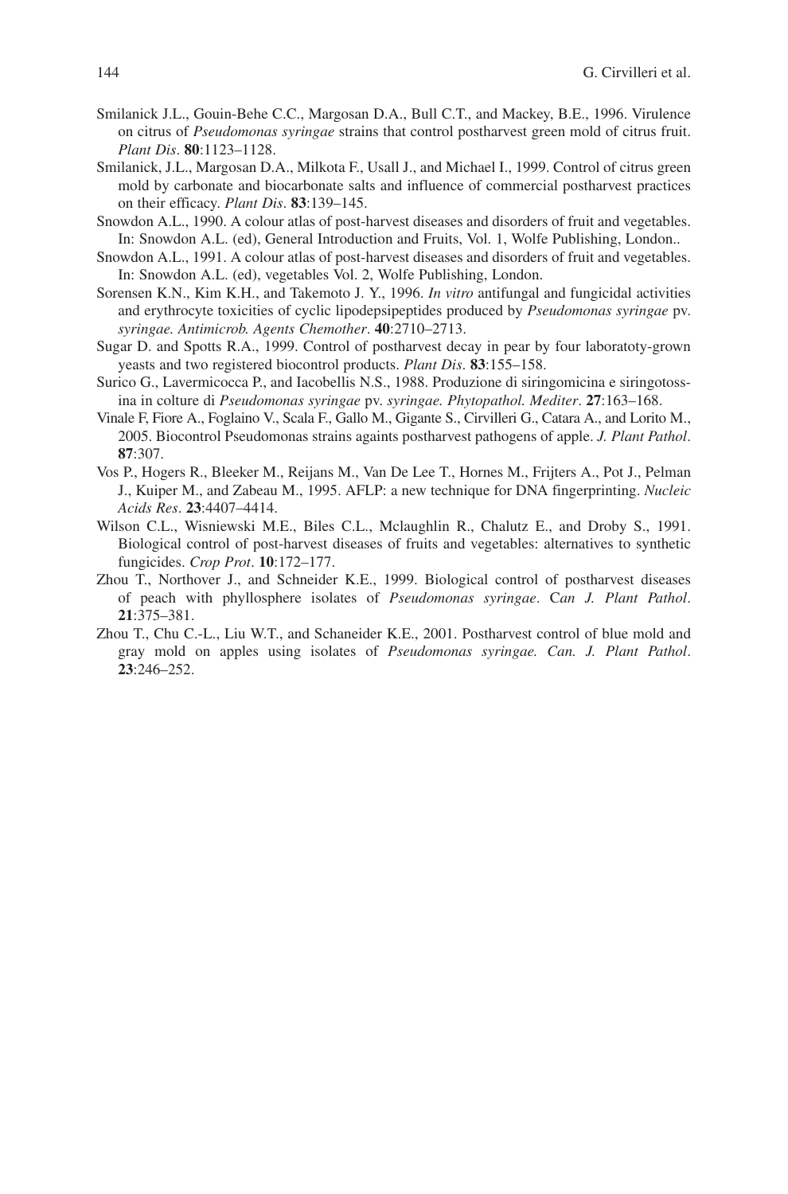Smilanick J.L., Gouin-Behe C.C., Margosan D.A., Bull C.T., and Mackey, B.E., 1996. Virulence on citrus of *Pseudomonas syringae* strains that control postharvest green mold of citrus fruit. *Plant Dis*. **80**:1123–1128.

Smilanick, J.L., Margosan D.A., Milkota F., Usall J., and Michael I., 1999. Control of citrus green mold by carbonate and biocarbonate salts and influence of commercial postharvest practices on their efficacy. *Plant Dis*. **83**:139–145.

Snowdon A.L., 1990. A colour atlas of post-harvest diseases and disorders of fruit and vegetables. In: Snowdon A.L. (ed), General Introduction and Fruits, Vol. 1, Wolfe Publishing, London..

Snowdon A.L., 1991. A colour atlas of post-harvest diseases and disorders of fruit and vegetables. In: Snowdon A.L. (ed), vegetables Vol. 2, Wolfe Publishing, London.

Sorensen K.N., Kim K.H., and Takemoto J. Y., 1996. *In vitro* antifungal and fungicidal activities and erythrocyte toxicities of cyclic lipodepsipeptides produced by *Pseudomonas syringae* pv. *syringae. Antimicrob. Agents Chemother*. **40**:2710–2713.

Sugar D. and Spotts R.A., 1999. Control of postharvest decay in pear by four laboratoty-grown yeasts and two registered biocontrol products. *Plant Dis*. **83**:155–158.

Surico G., Lavermicocca P., and Iacobellis N.S., 1988. Produzione di siringomicina e siringotossina in colture di *Pseudomonas syringae* pv. *syringae. Phytopathol. Mediter*. **27**:163–168.

Vinale F, Fiore A., Foglaino V., Scala F., Gallo M., Gigante S., Cirvilleri G., Catara A., and Lorito M., 2005. Biocontrol Pseudomonas strains againts postharvest pathogens of apple. *J. Plant Pathol*. **87**:307.

Vos P., Hogers R., Bleeker M., Reijans M., Van De Lee T., Hornes M., Frijters A., Pot J., Pelman J., Kuiper M., and Zabeau M., 1995. AFLP: a new technique for DNA fingerprinting. *Nucleic Acids Res*. **23**:4407–4414.

Wilson C.L., Wisniewski M.E., Biles C.L., Mclaughlin R., Chalutz E., and Droby S., 1991. Biological control of post-harvest diseases of fruits and vegetables: alternatives to synthetic fungicides. *Crop Prot*. **10**:172–177.

Zhou T., Northover J., and Schneider K.E., 1999. Biological control of postharvest diseases of peach with phyllosphere isolates of *Pseudomonas syringae*. C*an J. Plant Pathol*. **21**:375–381.

Zhou T., Chu C.-L., Liu W.T., and Schaneider K.E., 2001. Postharvest control of blue mold and gray mold on apples using isolates of *Pseudomonas syringae. Can. J. Plant Pathol*. **23**:246–252.